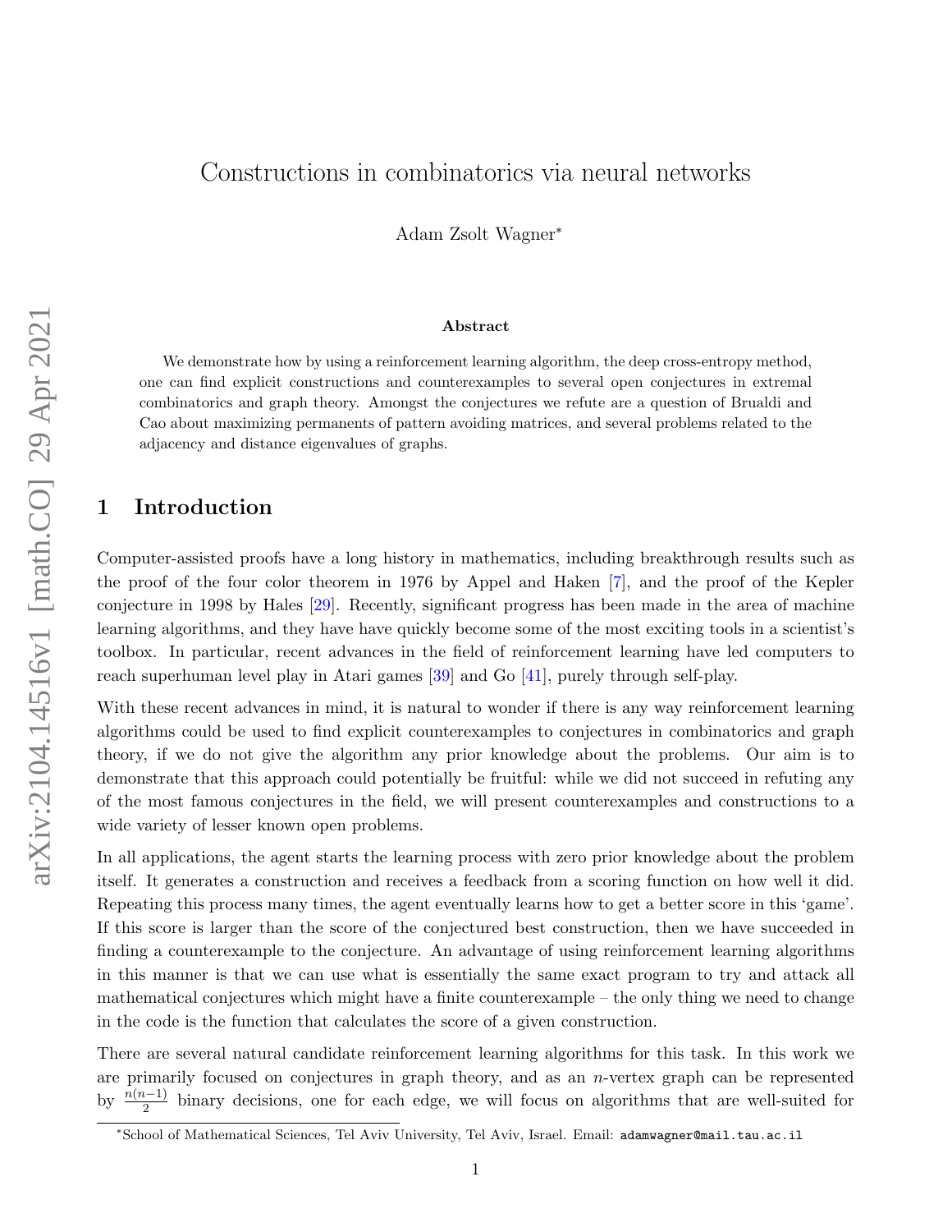# Constructions in combinatorics via neural networks

Adam Zsolt Wagner[*]

**Abstract**

We demonstrate how by using a reinforcement learning algorithm, the deep cross-entropy method, one can find explicit constructions and counterexamples to several open conjectures in extremal combinatorics and graph theory. Amongst the conjectures we refute are a question of Brualdi and Cao about maximizing permanents of pattern avoiding matrices, and several problems related to the adjacency and distance eigenvalues of graphs.

## 1 Introduction

Computer-assisted proofs have a long history in mathematics, including breakthrough results such as the proof of the four color theorem in 1976 by Appel and Haken [7], and the proof of the Kepler conjecture in 1998 by Hales [29]. Recently, significant progress has been made in the area of machine learning algorithms, and they have have quickly become some of the most exciting tools in a scientist's toolbox. In particular, recent advances in the field of reinforcement learning have led computers to reach superhuman level play in Atari games [39] and Go [41], purely through self-play.

With these recent advances in mind, it is natural to wonder if there is any way reinforcement learning algorithms could be used to find explicit counterexamples to conjectures in combinatorics and graph theory, if we do not give the algorithm any prior knowledge about the problems. Our aim is to demonstrate that this approach could potentially be fruitful: while we did not succeed in refuting any of the most famous conjectures in the field, we will present counterexamples and constructions to a wide variety of lesser known open problems.

In all applications, the agent starts the learning process with zero prior knowledge about the problem itself. It generates a construction and receives a feedback from a scoring function on how well it did. Repeating this process many times, the agent eventually learns how to get a better score in this 'game'. If this score is larger than the score of the conjectured best construction, then we have succeeded in finding a counterexample to the conjecture. An advantage of using reinforcement learning algorithms in this manner is that we can use what is essentially the same exact program to try and attack all mathematical conjectures which might have a finite counterexample – the only thing we need to change in the code is the function that calculates the score of a given construction.

There are several natural candidate reinforcement learning algorithms for this task. In this work we are primarily focused on conjectures in graph theory, and as an $n$-vertex graph can be represented by $\frac{n(n-1)}{2}$ binary decisions, one for each edge, we will focus on algorithms that are well-suited for

[*]School of Mathematical Sciences, Tel Aviv University, Tel Aviv, Israel. Email: adamwagner@mail.tau.ac.il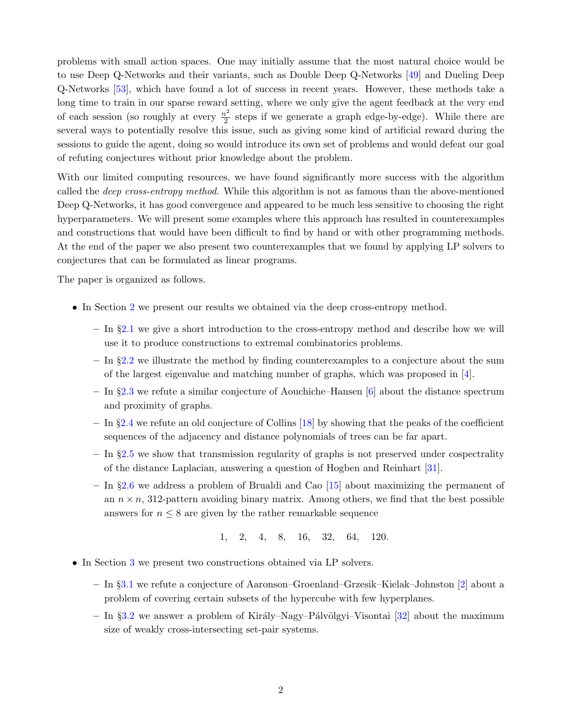problems with small action spaces. One may initially assume that the most natural choice would be to use Deep Q-Networks and their variants, such as Double Deep Q-Networks [49] and Dueling Deep Q-Networks [53], which have found a lot of success in recent years. However, these methods take a long time to train in our sparse reward setting, where we only give the agent feedback at the very end of each session (so roughly at every $\frac{n^2}{2}$ steps if we generate a graph edge-by-edge). While there are several ways to potentially resolve this issue, such as giving some kind of artificial reward during the sessions to guide the agent, doing so would introduce its own set of problems and would defeat our goal of refuting conjectures without prior knowledge about the problem.

With our limited computing resources, we have found significantly more success with the algorithm called the *deep cross-entropy method*. While this algorithm is not as famous than the above-mentioned Deep Q-Networks, it has good convergence and appeared to be much less sensitive to choosing the right hyperparameters. We will present some examples where this approach has resulted in counterexamples and constructions that would have been difficult to find by hand or with other programming methods. At the end of the paper we also present two counterexamples that we found by applying LP solvers to conjectures that can be formulated as linear programs.

The paper is organized as follows.

- In Section 2 we present our results we obtained via the deep cross-entropy method.
  - In §2.1 we give a short introduction to the cross-entropy method and describe how we will use it to produce constructions to extremal combinatorics problems.
  - In §2.2 we illustrate the method by finding counterexamples to a conjecture about the sum of the largest eigenvalue and matching number of graphs, which was proposed in [4].
  - In §2.3 we refute a similar conjecture of Aouchiche–Hansen [6] about the distance spectrum and proximity of graphs.
  - In §2.4 we refute an old conjecture of Collins [18] by showing that the peaks of the coefficient sequences of the adjacency and distance polynomials of trees can be far apart.
  - In §2.5 we show that transmission regularity of graphs is not preserved under cospectrality of the distance Laplacian, answering a question of Hogben and Reinhart [31].
  - In §2.6 we address a problem of Brualdi and Cao [15] about maximizing the permanent of an $n \times n$, 312-pattern avoiding binary matrix. Among others, we find that the best possible answers for $n \leq 8$ are given by the rather remarkable sequence

$$1, \quad 2, \quad 4, \quad 8, \quad 16, \quad 32, \quad 64, \quad 120.$$

- In Section 3 we present two constructions obtained via LP solvers.
  - In §3.1 we refute a conjecture of Aaronson–Groenland–Grzesik–Kielak–Johnston [2] about a problem of covering certain subsets of the hypercube with few hyperplanes.
  - In §3.2 we answer a problem of Király–Nagy–Pálvölgyi–Visontai [32] about the maximum size of weakly cross-intersecting set-pair systems.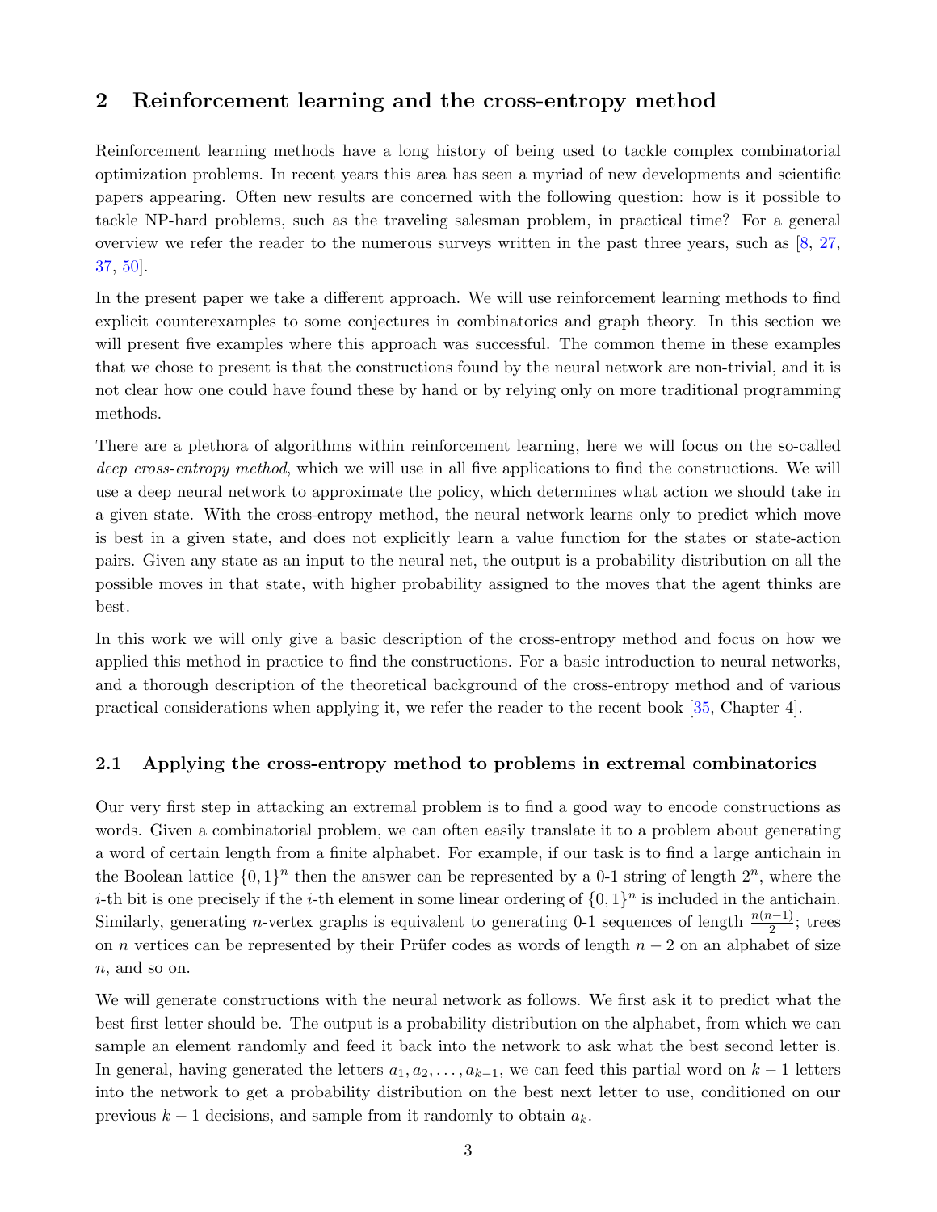## 2 Reinforcement learning and the cross-entropy method

Reinforcement learning methods have a long history of being used to tackle complex combinatorial optimization problems. In recent years this area has seen a myriad of new developments and scientific papers appearing. Often new results are concerned with the following question: how is it possible to tackle NP-hard problems, such as the traveling salesman problem, in practical time? For a general overview we refer the reader to the numerous surveys written in the past three years, such as [8, 27, 37, 50].

In the present paper we take a different approach. We will use reinforcement learning methods to find explicit counterexamples to some conjectures in combinatorics and graph theory. In this section we will present five examples where this approach was successful. The common theme in these examples that we chose to present is that the constructions found by the neural network are non-trivial, and it is not clear how one could have found these by hand or by relying only on more traditional programming methods.

There are a plethora of algorithms within reinforcement learning, here we will focus on the so-called *deep cross-entropy method*, which we will use in all five applications to find the constructions. We will use a deep neural network to approximate the policy, which determines what action we should take in a given state. With the cross-entropy method, the neural network learns only to predict which move is best in a given state, and does not explicitly learn a value function for the states or state-action pairs. Given any state as an input to the neural net, the output is a probability distribution on all the possible moves in that state, with higher probability assigned to the moves that the agent thinks are best.

In this work we will only give a basic description of the cross-entropy method and focus on how we applied this method in practice to find the constructions. For a basic introduction to neural networks, and a thorough description of the theoretical background of the cross-entropy method and of various practical considerations when applying it, we refer the reader to the recent book [35, Chapter 4].

### 2.1 Applying the cross-entropy method to problems in extremal combinatorics

Our very first step in attacking an extremal problem is to find a good way to encode constructions as words. Given a combinatorial problem, we can often easily translate it to a problem about generating a word of certain length from a finite alphabet. For example, if our task is to find a large antichain in the Boolean lattice $\{0,1\}^n$ then the answer can be represented by a 0-1 string of length $2^n$, where the $i$-th bit is one precisely if the $i$-th element in some linear ordering of $\{0,1\}^n$ is included in the antichain. Similarly, generating $n$-vertex graphs is equivalent to generating 0-1 sequences of length $\frac{n(n-1)}{2}$; trees on $n$ vertices can be represented by their Prüfer codes as words of length $n-2$ on an alphabet of size $n$, and so on.

We will generate constructions with the neural network as follows. We first ask it to predict what the best first letter should be. The output is a probability distribution on the alphabet, from which we can sample an element randomly and feed it back into the network to ask what the best second letter is. In general, having generated the letters $a_1, a_2, \ldots, a_{k-1}$, we can feed this partial word on $k-1$ letters into the network to get a probability distribution on the best next letter to use, conditioned on our previous $k-1$ decisions, and sample from it randomly to obtain $a_k$.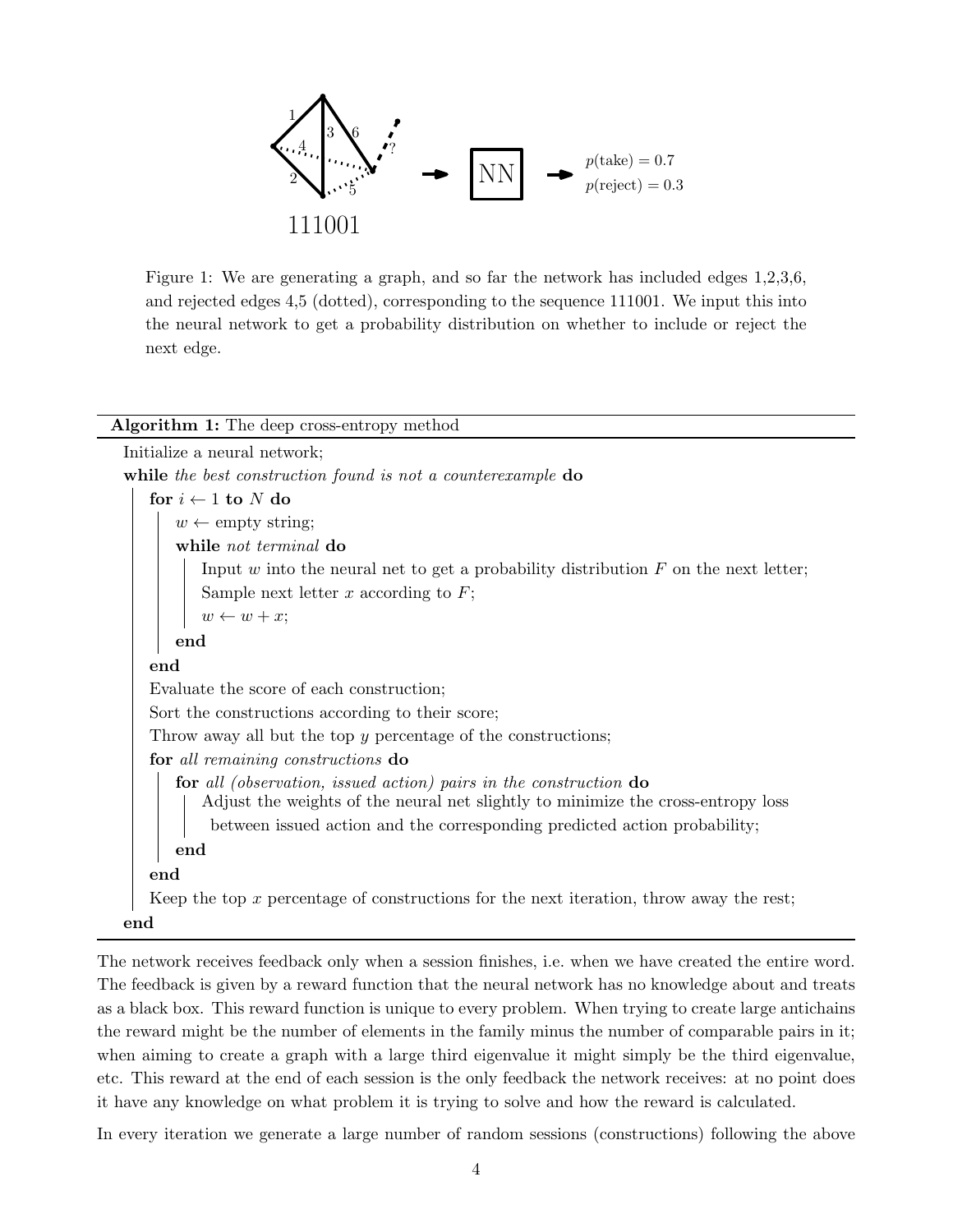Figure 1: We are generating a graph, and so far the network has included edges 1,2,3,6, and rejected edges 4,5 (dotted), corresponding to the sequence 111001. We input this into the neural network to get a probability distribution on whether to include or reject the next edge.

---

**Algorithm 1:** The deep cross-entropy method

---

```
Initialize a neural network;
while the best construction found is not a counterexample do
    for i ← 1 to N do
        w ← empty string;
        while not terminal do
            Input w into the neural net to get a probability distribution F on the next letter;
            Sample next letter x according to F;
            w ← w + x;
        end
    end
    Evaluate the score of each construction;
    Sort the constructions according to their score;
    Throw away all but the top y percentage of the constructions;
    for all remaining constructions do
        for all (observation, issued action) pairs in the construction do
            Adjust the weights of the neural net slightly to minimize the cross-entropy loss
             between issued action and the corresponding predicted action probability;
        end
    end
    Keep the top x percentage of constructions for the next iteration, throw away the rest;
end
```

---

The network receives feedback only when a session finishes, i.e. when we have created the entire word. The feedback is given by a reward function that the neural network has no knowledge about and treats as a black box. This reward function is unique to every problem. When trying to create large antichains the reward might be the number of elements in the family minus the number of comparable pairs in it; when aiming to create a graph with a large third eigenvalue it might simply be the third eigenvalue, etc. This reward at the end of each session is the only feedback the network receives: at no point does it have any knowledge on what problem it is trying to solve and how the reward is calculated.

In every iteration we generate a large number of random sessions (constructions) following the above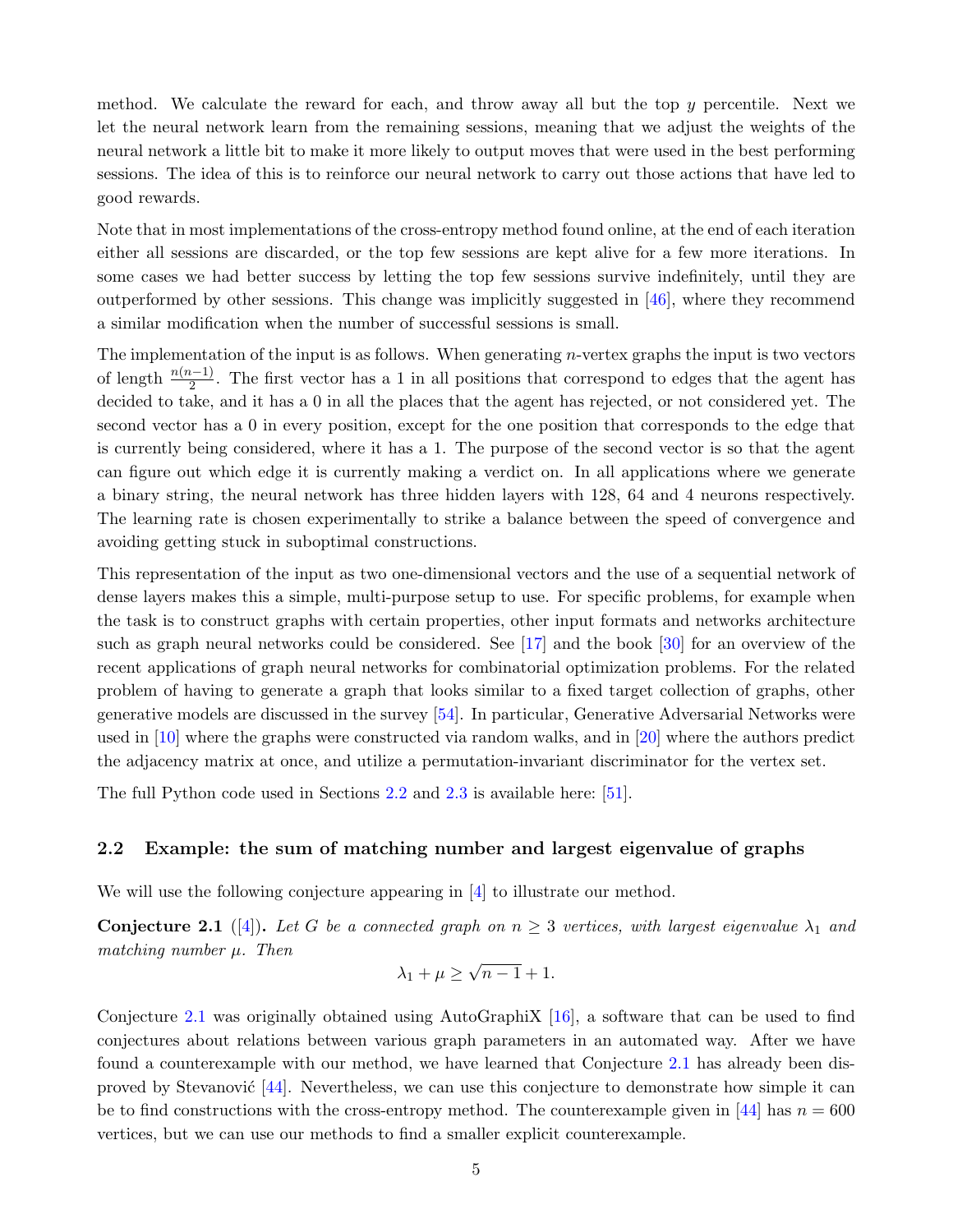method. We calculate the reward for each, and throw away all but the top $y$ percentile. Next we let the neural network learn from the remaining sessions, meaning that we adjust the weights of the neural network a little bit to make it more likely to output moves that were used in the best performing sessions. The idea of this is to reinforce our neural network to carry out those actions that have led to good rewards.

Note that in most implementations of the cross-entropy method found online, at the end of each iteration either all sessions are discarded, or the top few sessions are kept alive for a few more iterations. In some cases we had better success by letting the top few sessions survive indefinitely, until they are outperformed by other sessions. This change was implicitly suggested in [46], where they recommend a similar modification when the number of successful sessions is small.

The implementation of the input is as follows. When generating $n$-vertex graphs the input is two vectors of length $\frac{n(n-1)}{2}$. The first vector has a 1 in all positions that correspond to edges that the agent has decided to take, and it has a 0 in all the places that the agent has rejected, or not considered yet. The second vector has a 0 in every position, except for the one position that corresponds to the edge that is currently being considered, where it has a 1. The purpose of the second vector is so that the agent can figure out which edge it is currently making a verdict on. In all applications where we generate a binary string, the neural network has three hidden layers with 128, 64 and 4 neurons respectively. The learning rate is chosen experimentally to strike a balance between the speed of convergence and avoiding getting stuck in suboptimal constructions.

This representation of the input as two one-dimensional vectors and the use of a sequential network of dense layers makes this a simple, multi-purpose setup to use. For specific problems, for example when the task is to construct graphs with certain properties, other input formats and networks architecture such as graph neural networks could be considered. See [17] and the book [30] for an overview of the recent applications of graph neural networks for combinatorial optimization problems. For the related problem of having to generate a graph that looks similar to a fixed target collection of graphs, other generative models are discussed in the survey [54]. In particular, Generative Adversarial Networks were used in [10] where the graphs were constructed via random walks, and in [20] where the authors predict the adjacency matrix at once, and utilize a permutation-invariant discriminator for the vertex set.

The full Python code used in Sections 2.2 and 2.3 is available here: [51].

### 2.2 Example: the sum of matching number and largest eigenvalue of graphs

We will use the following conjecture appearing in [4] to illustrate our method.

**Conjecture 2.1** ([4])**.** *Let $G$ be a connected graph on $n \geq 3$ vertices, with largest eigenvalue $\lambda_1$ and matching number $\mu$. Then*

$$\lambda_1 + \mu \geq \sqrt{n-1} + 1.$$

Conjecture 2.1 was originally obtained using AutoGraphiX [16], a software that can be used to find conjectures about relations between various graph parameters in an automated way. After we have found a counterexample with our method, we have learned that Conjecture 2.1 has already been disproved by Stevanović [44]. Nevertheless, we can use this conjecture to demonstrate how simple it can be to find constructions with the cross-entropy method. The counterexample given in [44] has $n = 600$ vertices, but we can use our methods to find a smaller explicit counterexample.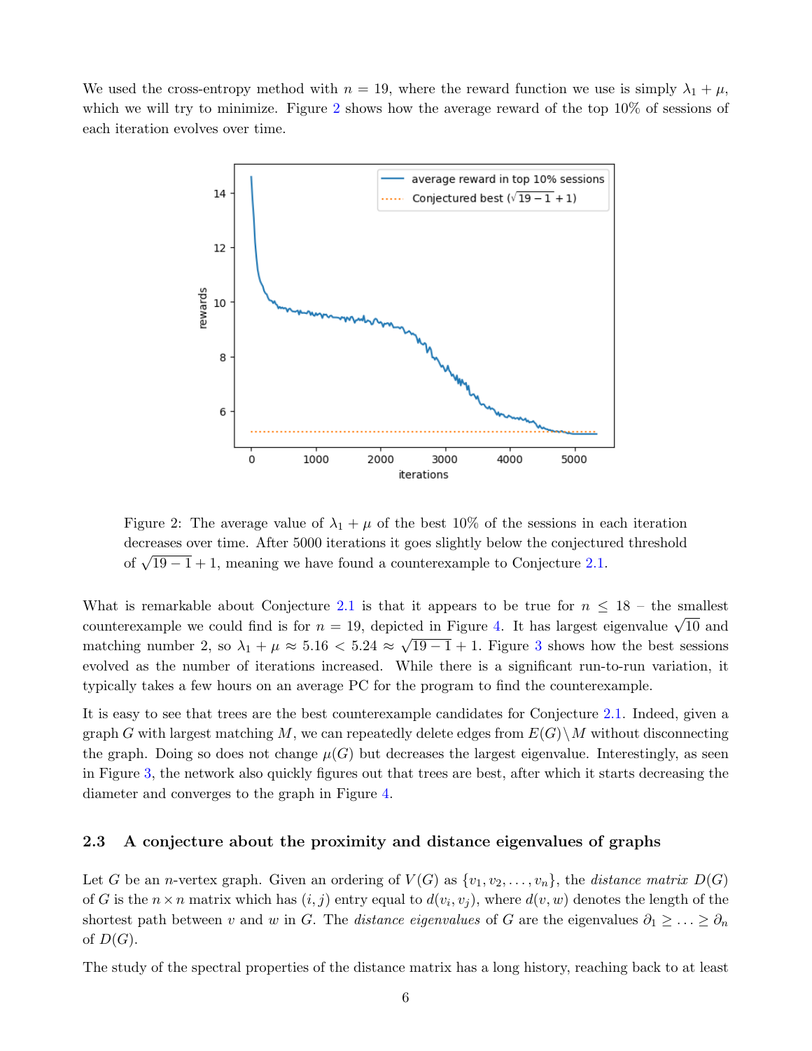We used the cross-entropy method with $n = 19$, where the reward function we use is simply $\lambda_1 + \mu$, which we will try to minimize. Figure 2 shows how the average reward of the top 10% of sessions of each iteration evolves over time.

Figure 2: The average value of $\lambda_1 + \mu$ of the best 10% of the sessions in each iteration decreases over time. After 5000 iterations it goes slightly below the conjectured threshold of $\sqrt{19-1}+1$, meaning we have found a counterexample to Conjecture 2.1.

What is remarkable about Conjecture 2.1 is that it appears to be true for $n \leq 18$ – the smallest counterexample we could find is for $n = 19$, depicted in Figure 4. It has largest eigenvalue $\sqrt{10}$ and matching number 2, so $\lambda_1 + \mu \approx 5.16 < 5.24 \approx \sqrt{19-1}+1$. Figure 3 shows how the best sessions evolved as the number of iterations increased. While there is a significant run-to-run variation, it typically takes a few hours on an average PC for the program to find the counterexample.

It is easy to see that trees are the best counterexample candidates for Conjecture 2.1. Indeed, given a graph $G$ with largest matching $M$, we can repeatedly delete edges from $E(G) \setminus M$ without disconnecting the graph. Doing so does not change $\mu(G)$ but decreases the largest eigenvalue. Interestingly, as seen in Figure 3, the network also quickly figures out that trees are best, after which it starts decreasing the diameter and converges to the graph in Figure 4.

### 2.3 A conjecture about the proximity and distance eigenvalues of graphs

Let $G$ be an $n$-vertex graph. Given an ordering of $V(G)$ as $\{v_1, v_2, \ldots, v_n\}$, the *distance matrix* $D(G)$ of $G$ is the $n \times n$ matrix which has $(i, j)$ entry equal to $d(v_i, v_j)$, where $d(v, w)$ denotes the length of the shortest path between $v$ and $w$ in $G$. The *distance eigenvalues* of $G$ are the eigenvalues $\partial_1 \geq \ldots \geq \partial_n$ of $D(G)$.

The study of the spectral properties of the distance matrix has a long history, reaching back to at least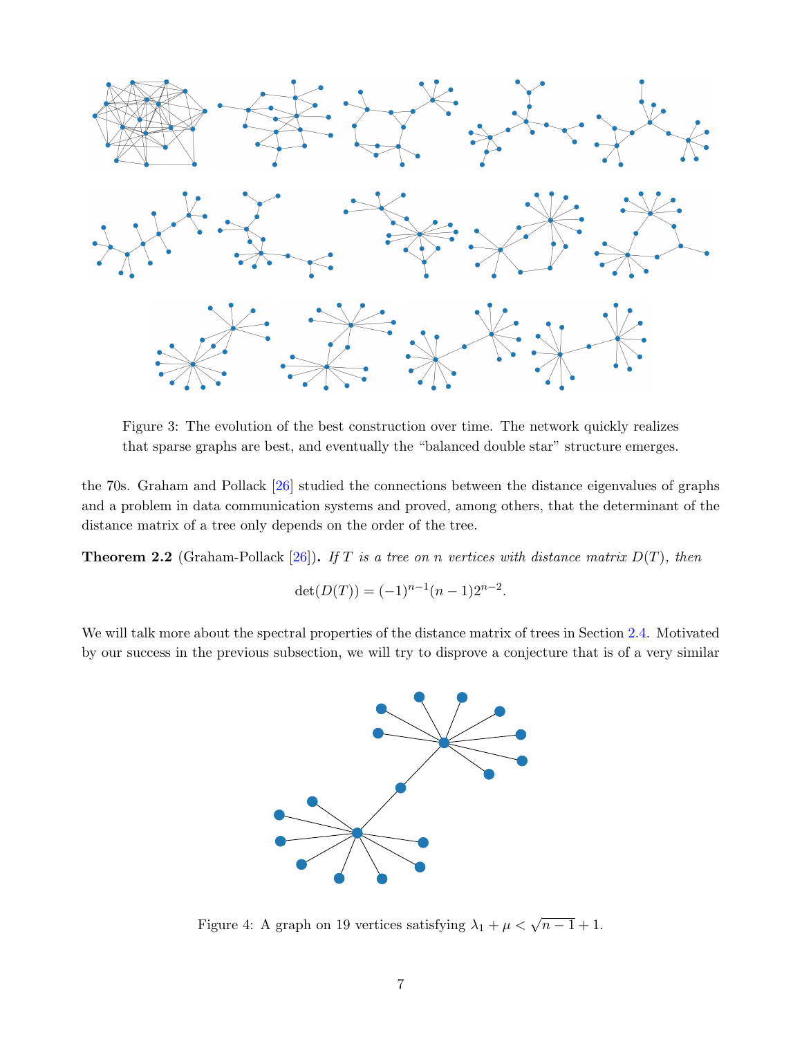Figure 3: The evolution of the best construction over time. The network quickly realizes that sparse graphs are best, and eventually the "balanced double star" structure emerges.

the 70s. Graham and Pollack [26] studied the connections between the distance eigenvalues of graphs and a problem in data communication systems and proved, among others, that the determinant of the distance matrix of a tree only depends on the order of the tree.

**Theorem 2.2** (Graham-Pollack [26])**.** *If $T$ is a tree on $n$ vertices with distance matrix $D(T)$, then*

$$\det(D(T)) = (-1)^{n-1}(n-1)2^{n-2}.$$

We will talk more about the spectral properties of the distance matrix of trees in Section 2.4. Motivated by our success in the previous subsection, we will try to disprove a conjecture that is of a very similar

Figure 4: A graph on 19 vertices satisfying $\lambda_1 + \mu < \sqrt{n-1} + 1$.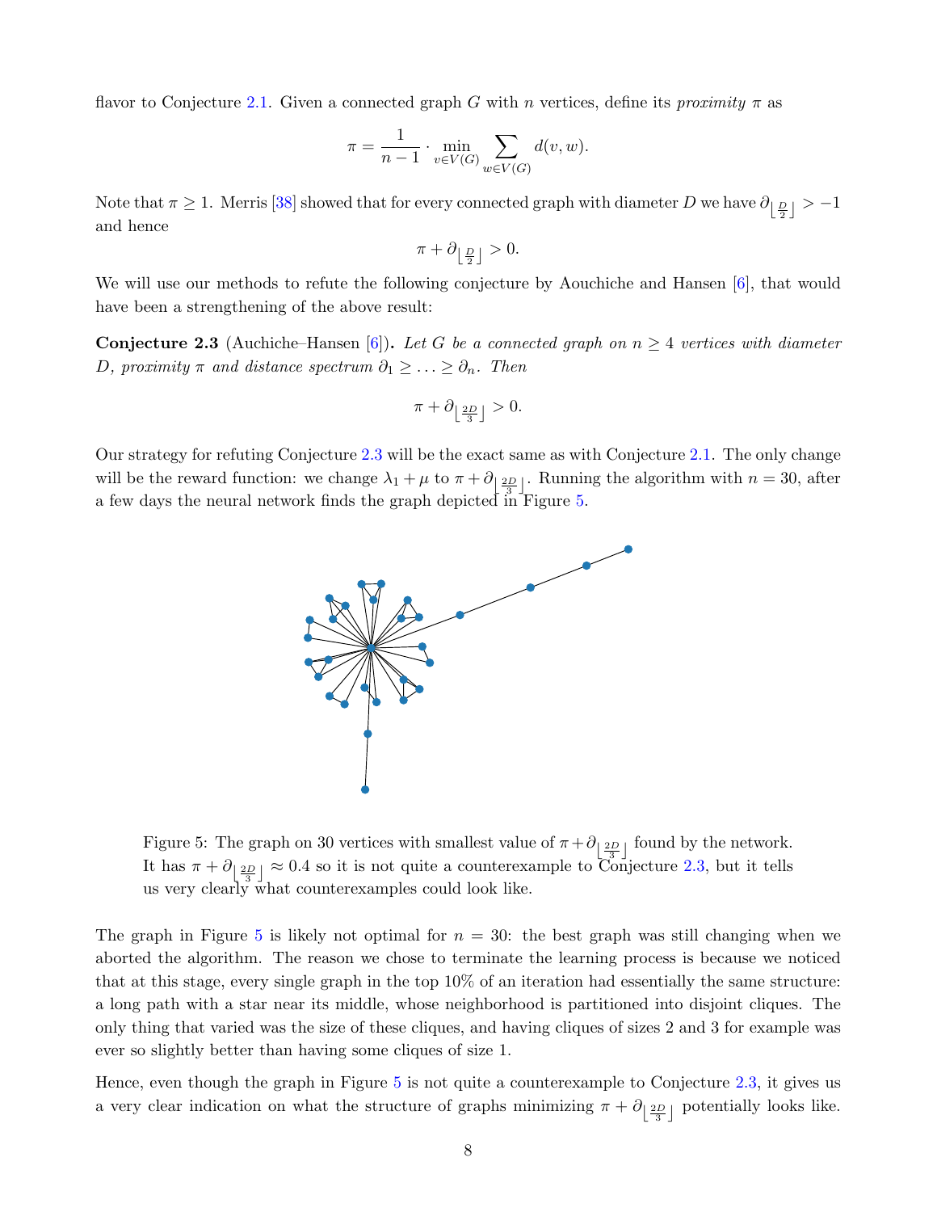flavor to Conjecture 2.1. Given a connected graph $G$ with $n$ vertices, define its *proximity* $\pi$ as

$$\pi = \frac{1}{n-1} \cdot \min_{v \in V(G)} \sum_{w \in V(G)} d(v, w).$$

Note that $\pi \geq 1$. Merris [38] showed that for every connected graph with diameter $D$ we have $\partial_{\lfloor \frac{D}{2} \rfloor} > -1$ and hence

$$\pi + \partial_{\lfloor \frac{D}{2} \rfloor} > 0.$$

We will use our methods to refute the following conjecture by Aouchiche and Hansen [6], that would have been a strengthening of the above result:

**Conjecture 2.3** (Auchiche–Hansen [6]). *Let $G$ be a connected graph on $n \geq 4$ vertices with diameter $D$, proximity $\pi$ and distance spectrum $\partial_1 \geq \ldots \geq \partial_n$. Then*

$$\pi + \partial_{\lfloor \frac{2D}{3} \rfloor} > 0.$$

Our strategy for refuting Conjecture 2.3 will be the exact same as with Conjecture 2.1. The only change will be the reward function: we change $\lambda_1 + \mu$ to $\pi + \partial_{\lfloor \frac{2D}{3} \rfloor}$. Running the algorithm with $n = 30$, after a few days the neural network finds the graph depicted in Figure 5.

Figure 5: The graph on 30 vertices with smallest value of $\pi + \partial_{\lfloor \frac{2D}{3} \rfloor}$ found by the network. It has $\pi + \partial_{\lfloor \frac{2D}{3} \rfloor} \approx 0.4$ so it is not quite a counterexample to Conjecture 2.3, but it tells us very clearly what counterexamples could look like.

The graph in Figure 5 is likely not optimal for $n = 30$: the best graph was still changing when we aborted the algorithm. The reason we chose to terminate the learning process is because we noticed that at this stage, every single graph in the top 10% of an iteration had essentially the same structure: a long path with a star near its middle, whose neighborhood is partitioned into disjoint cliques. The only thing that varied was the size of these cliques, and having cliques of sizes 2 and 3 for example was ever so slightly better than having some cliques of size 1.

Hence, even though the graph in Figure 5 is not quite a counterexample to Conjecture 2.3, it gives us a very clear indication on what the structure of graphs minimizing $\pi + \partial_{\lfloor \frac{2D}{3} \rfloor}$ potentially looks like.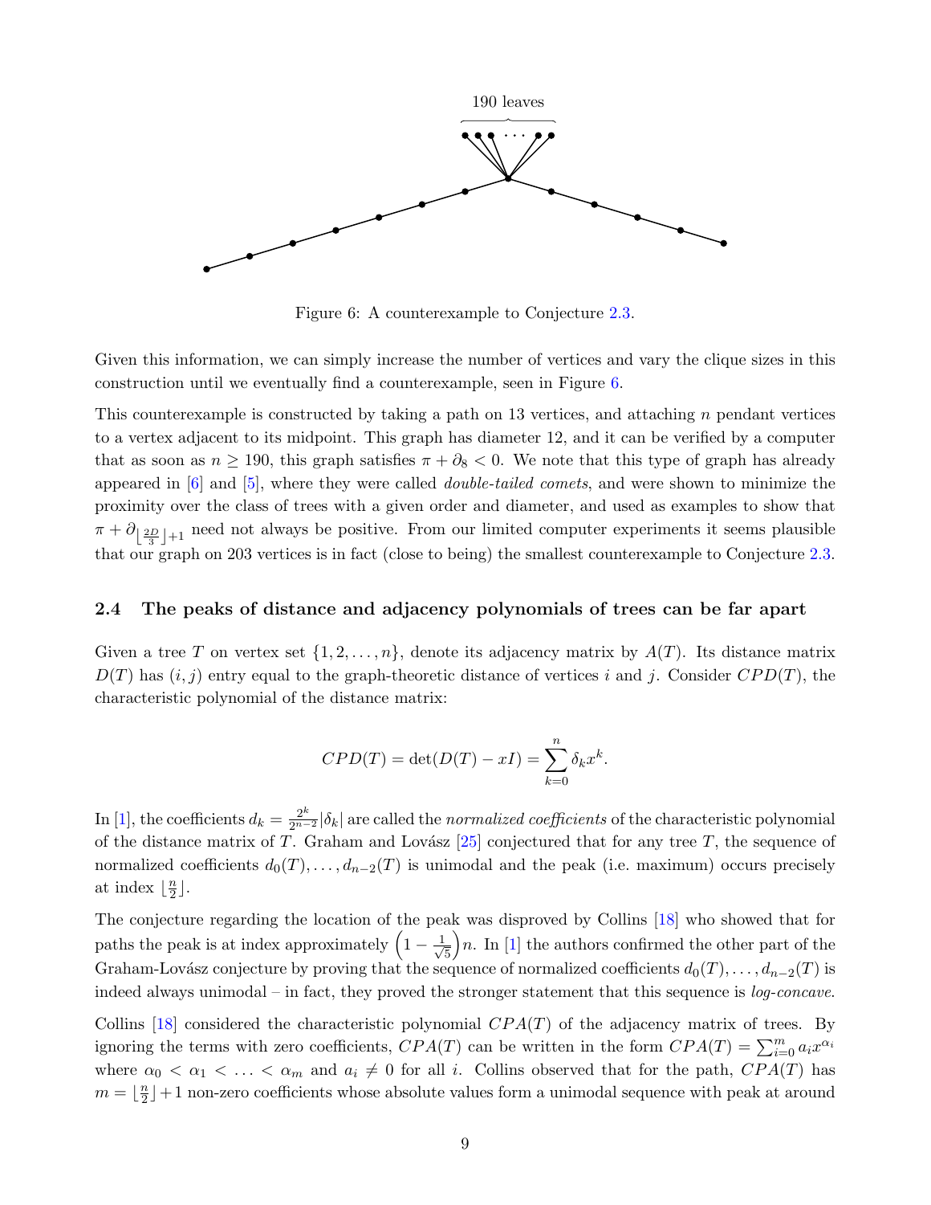190 leaves

Figure 6: A counterexample to Conjecture 2.3.

Given this information, we can simply increase the number of vertices and vary the clique sizes in this construction until we eventually find a counterexample, seen in Figure 6.

This counterexample is constructed by taking a path on 13 vertices, and attaching $n$ pendant vertices to a vertex adjacent to its midpoint. This graph has diameter 12, and it can be verified by a computer that as soon as $n \geq 190$, this graph satisfies $\pi + \partial_8 < 0$. We note that this type of graph has already appeared in [6] and [5], where they were called *double-tailed comets*, and were shown to minimize the proximity over the class of trees with a given order and diameter, and used as examples to show that $\pi + \partial_{\lfloor \frac{2D}{3} \rfloor + 1}$ need not always be positive. From our limited computer experiments it seems plausible that our graph on 203 vertices is in fact (close to being) the smallest counterexample to Conjecture 2.3.

### 2.4 The peaks of distance and adjacency polynomials of trees can be far apart

Given a tree $T$ on vertex set $\{1, 2, \ldots, n\}$, denote its adjacency matrix by $A(T)$. Its distance matrix $D(T)$ has $(i, j)$ entry equal to the graph-theoretic distance of vertices $i$ and $j$. Consider $CPD(T)$, the characteristic polynomial of the distance matrix:

$$CPD(T) = \det(D(T) - xI) = \sum_{k=0}^{n} \delta_k x^k.$$

In [1], the coefficients $d_k = \frac{2^k}{2^{n-2}} |\delta_k|$ are called the *normalized coefficients* of the characteristic polynomial of the distance matrix of $T$. Graham and Lovász [25] conjectured that for any tree $T$, the sequence of normalized coefficients $d_0(T), \ldots, d_{n-2}(T)$ is unimodal and the peak (i.e. maximum) occurs precisely at index $\lfloor \frac{n}{2} \rfloor$.

The conjecture regarding the location of the peak was disproved by Collins [18] who showed that for paths the peak is at index approximately $\left(1 - \frac{1}{\sqrt{5}}\right)n$. In [1] the authors confirmed the other part of the Graham-Lovász conjecture by proving that the sequence of normalized coefficients $d_0(T), \ldots, d_{n-2}(T)$ is indeed always unimodal – in fact, they proved the stronger statement that this sequence is *log-concave*.

Collins [18] considered the characteristic polynomial $CPA(T)$ of the adjacency matrix of trees. By ignoring the terms with zero coefficients, $CPA(T)$ can be written in the form $CPA(T) = \sum_{i=0}^{m} a_i x^{\alpha_i}$ where $\alpha_0 < \alpha_1 < \ldots < \alpha_m$ and $a_i \neq 0$ for all $i$. Collins observed that for the path, $CPA(T)$ has $m = \lfloor \frac{n}{2} \rfloor + 1$ non-zero coefficients whose absolute values form a unimodal sequence with peak at around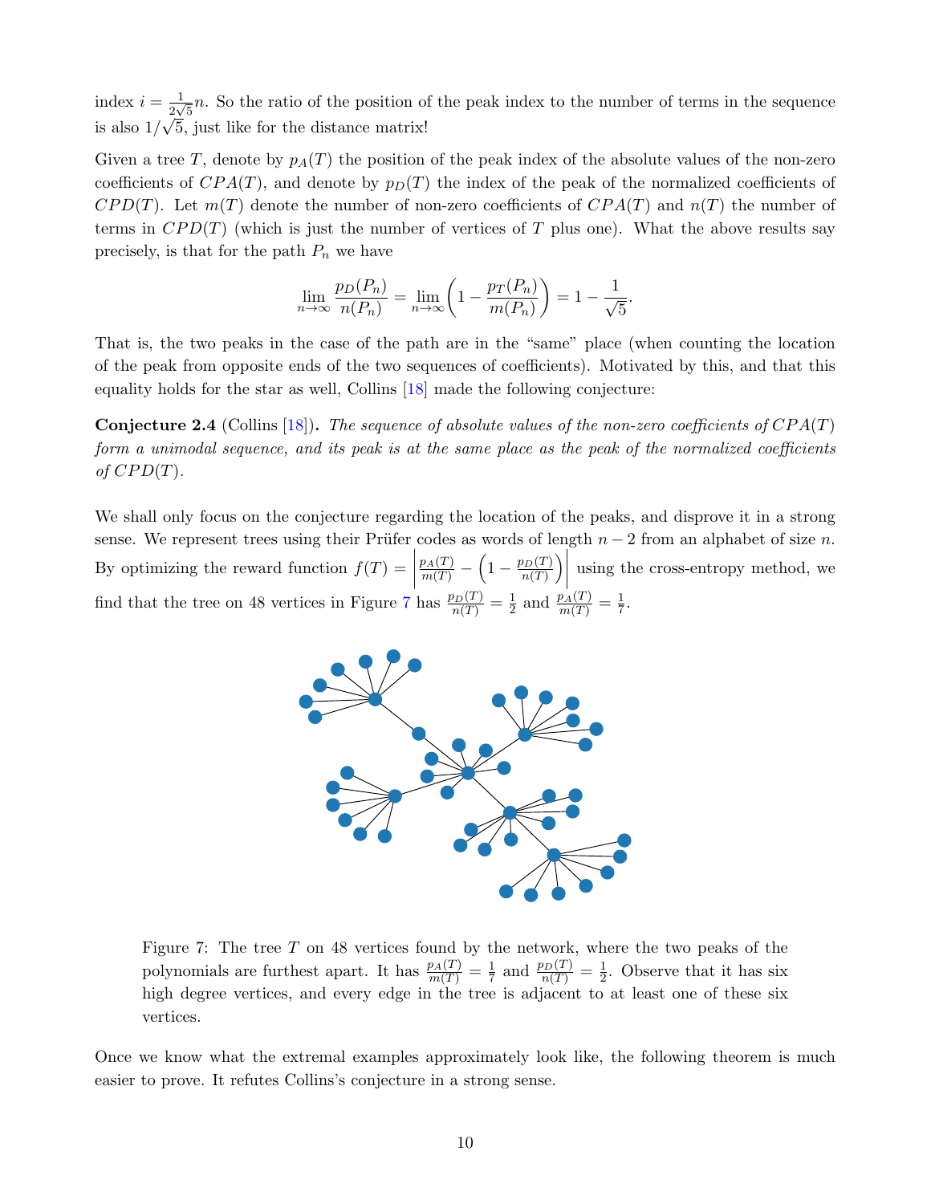index $i = \frac{1}{2\sqrt{5}}n$. So the ratio of the position of the peak index to the number of terms in the sequence is also $1/\sqrt{5}$, just like for the distance matrix!

Given a tree $T$, denote by $p_A(T)$ the position of the peak index of the absolute values of the non-zero coefficients of $CPA(T)$, and denote by $p_D(T)$ the index of the peak of the normalized coefficients of $CPD(T)$. Let $m(T)$ denote the number of non-zero coefficients of $CPA(T)$ and $n(T)$ the number of terms in $CPD(T)$ (which is just the number of vertices of $T$ plus one). What the above results say precisely, is that for the path $P_n$ we have

$$\lim_{n\to\infty} \frac{p_D(P_n)}{n(P_n)} = \lim_{n\to\infty} \left(1 - \frac{p_T(P_n)}{m(P_n)}\right) = 1 - \frac{1}{\sqrt{5}}.$$

That is, the two peaks in the case of the path are in the "same" place (when counting the location of the peak from opposite ends of the two sequences of coefficients). Motivated by this, and that this equality holds for the star as well, Collins [18] made the following conjecture:

**Conjecture 2.4** (Collins [18])**.** *The sequence of absolute values of the non-zero coefficients of $CPA(T)$ form a unimodal sequence, and its peak is at the same place as the peak of the normalized coefficients of $CPD(T)$.*

We shall only focus on the conjecture regarding the location of the peaks, and disprove it in a strong sense. We represent trees using their Prüfer codes as words of length $n-2$ from an alphabet of size $n$. By optimizing the reward function $f(T) = \left|\frac{p_A(T)}{m(T)} - \left(1 - \frac{p_D(T)}{n(T)}\right)\right|$ using the cross-entropy method, we find that the tree on 48 vertices in Figure 7 has $\frac{p_D(T)}{n(T)} = \frac{1}{2}$ and $\frac{p_A(T)}{m(T)} = \frac{1}{7}$.

Figure 7: The tree $T$ on 48 vertices found by the network, where the two peaks of the polynomials are furthest apart. It has $\frac{p_A(T)}{m(T)} = \frac{1}{7}$ and $\frac{p_D(T)}{n(T)} = \frac{1}{2}$. Observe that it has six high degree vertices, and every edge in the tree is adjacent to at least one of these six vertices.

Once we know what the extremal examples approximately look like, the following theorem is much easier to prove. It refutes Collins's conjecture in a strong sense.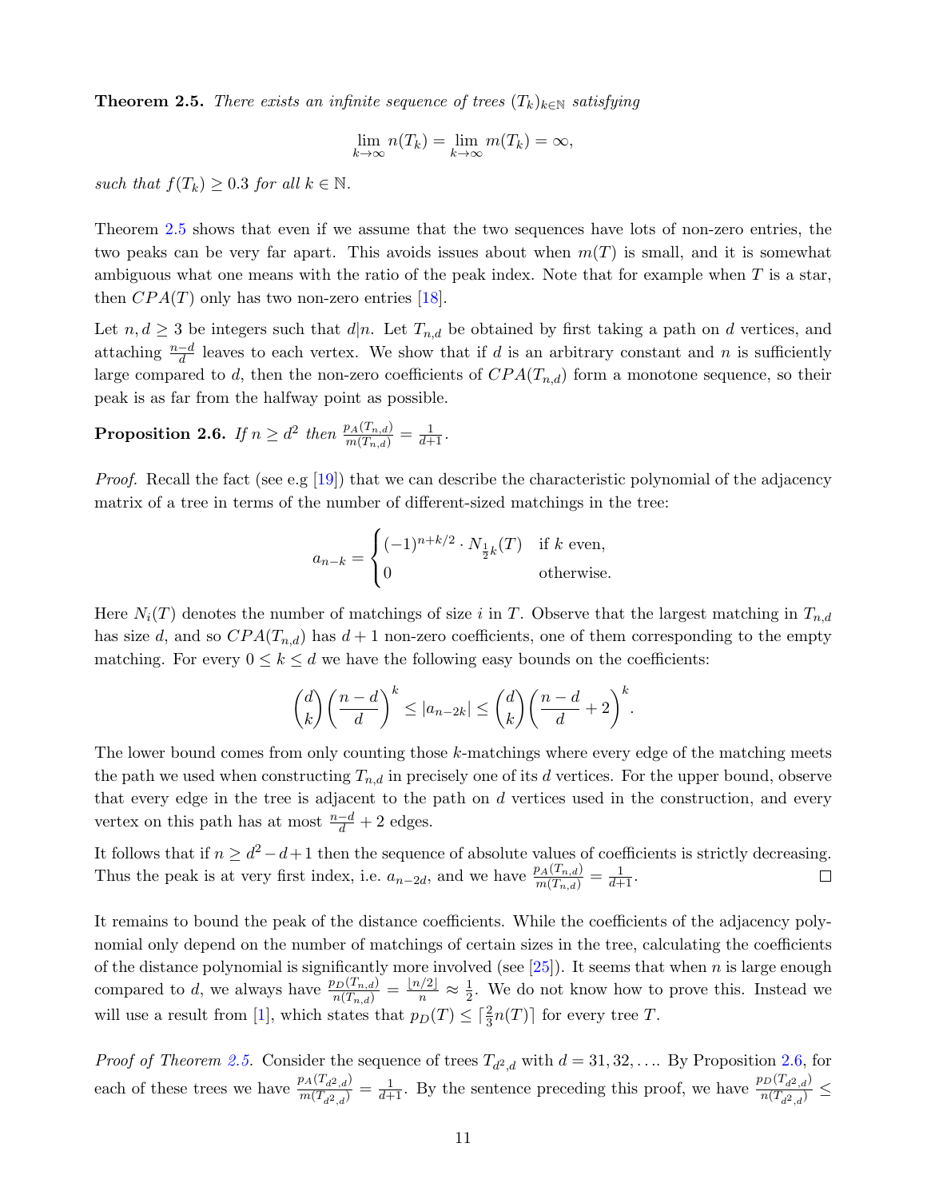**Theorem 2.5.** *There exists an infinite sequence of trees $(T_k)_{k\in\mathbb{N}}$ satisfying*

$$\lim_{k\to\infty} n(T_k) = \lim_{k\to\infty} m(T_k) = \infty,$$

*such that $f(T_k) \geq 0.3$ for all $k \in \mathbb{N}$.*

Theorem 2.5 shows that even if we assume that the two sequences have lots of non-zero entries, the two peaks can be very far apart. This avoids issues about when $m(T)$ is small, and it is somewhat ambiguous what one means with the ratio of the peak index. Note that for example when $T$ is a star, then $CPA(T)$ only has two non-zero entries [18].

Let $n, d \geq 3$ be integers such that $d|n$. Let $T_{n,d}$ be obtained by first taking a path on $d$ vertices, and attaching $\frac{n-d}{d}$ leaves to each vertex. We show that if $d$ is an arbitrary constant and $n$ is sufficiently large compared to $d$, then the non-zero coefficients of $CPA(T_{n,d})$ form a monotone sequence, so their peak is as far from the halfway point as possible.

**Proposition 2.6.** *If $n \geq d^2$ then $\frac{p_A(T_{n,d})}{m(T_{n,d})} = \frac{1}{d+1}$.*

*Proof.* Recall the fact (see e.g [19]) that we can describe the characteristic polynomial of the adjacency matrix of a tree in terms of the number of different-sized matchings in the tree:

$$a_{n-k} = \begin{cases} (-1)^{n+k/2} \cdot N_{\frac{1}{2}k}(T) & \text{if } k \text{ even,} \\ 0 & \text{otherwise.} \end{cases}$$

Here $N_i(T)$ denotes the number of matchings of size $i$ in $T$. Observe that the largest matching in $T_{n,d}$ has size $d$, and so $CPA(T_{n,d})$ has $d+1$ non-zero coefficients, one of them corresponding to the empty matching. For every $0 \leq k \leq d$ we have the following easy bounds on the coefficients:

$$\binom{d}{k}\left(\frac{n-d}{d}\right)^k \leq |a_{n-2k}| \leq \binom{d}{k}\left(\frac{n-d}{d}+2\right)^k.$$

The lower bound comes from only counting those $k$-matchings where every edge of the matching meets the path we used when constructing $T_{n,d}$ in precisely one of its $d$ vertices. For the upper bound, observe that every edge in the tree is adjacent to the path on $d$ vertices used in the construction, and every vertex on this path has at most $\frac{n-d}{d} + 2$ edges.

It follows that if $n \geq d^2 - d + 1$ then the sequence of absolute values of coefficients is strictly decreasing. Thus the peak is at very first index, i.e. $a_{n-2d}$, and we have $\frac{p_A(T_{n,d})}{m(T_{n,d})} = \frac{1}{d+1}$. $\square$

It remains to bound the peak of the distance coefficients. While the coefficients of the adjacency polynomial only depend on the number of matchings of certain sizes in the tree, calculating the coefficients of the distance polynomial is significantly more involved (see [25]). It seems that when $n$ is large enough compared to $d$, we always have $\frac{p_D(T_{n,d})}{n(T_{n,d})} = \frac{\lfloor n/2 \rfloor}{n} \approx \frac{1}{2}$. We do not know how to prove this. Instead we will use a result from [1], which states that $p_D(T) \leq \lceil \frac{2}{3}n(T) \rceil$ for every tree $T$.

*Proof of Theorem 2.5.* Consider the sequence of trees $T_{d^2,d}$ with $d = 31, 32, \ldots$. By Proposition 2.6, for each of these trees we have $\frac{p_A(T_{d^2,d})}{m(T_{d^2,d})} = \frac{1}{d+1}$. By the sentence preceding this proof, we have $\frac{p_D(T_{d^2,d})}{n(T_{d^2,d})} \leq$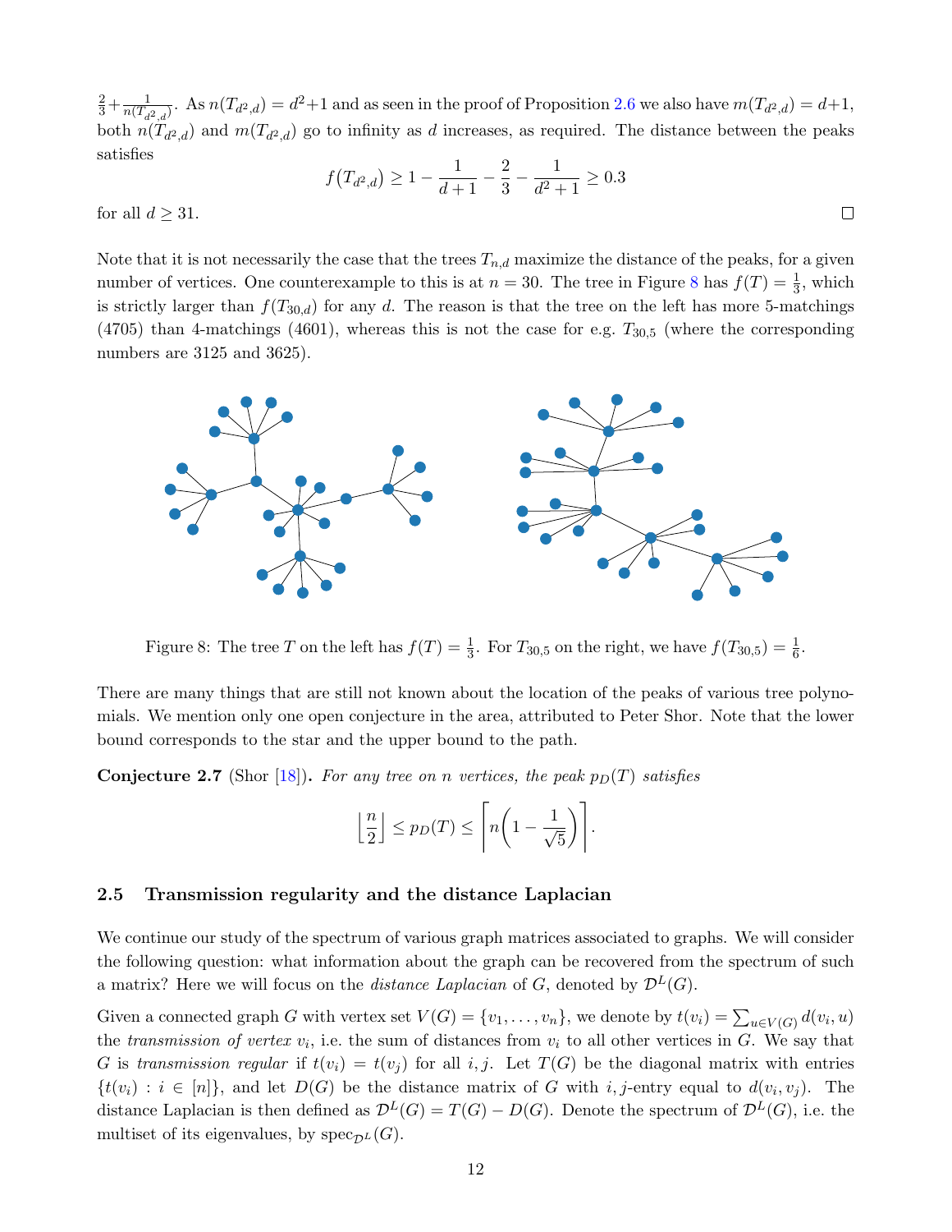$\frac{2}{3}+\frac{1}{n(T_{d^2,d})}$. As $n(T_{d^2,d}) = d^2+1$ and as seen in the proof of Proposition 2.6 we also have $m(T_{d^2,d}) = d+1$, both $n(T_{d^2,d})$ and $m(T_{d^2,d})$ go to infinity as $d$ increases, as required. The distance between the peaks satisfies

$$f(T_{d^2,d}) \geq 1 - \frac{1}{d+1} - \frac{2}{3} - \frac{1}{d^2+1} \geq 0.3$$

for all $d \geq 31$. □

Note that it is not necessarily the case that the trees $T_{n,d}$ maximize the distance of the peaks, for a given number of vertices. One counterexample to this is at $n = 30$. The tree in Figure 8 has $f(T) = \frac{1}{3}$, which is strictly larger than $f(T_{30,d})$ for any $d$. The reason is that the tree on the left has more 5-matchings (4705) than 4-matchings (4601), whereas this is not the case for e.g. $T_{30,5}$ (where the corresponding numbers are 3125 and 3625).

Figure 8: The tree $T$ on the left has $f(T) = \frac{1}{3}$. For $T_{30,5}$ on the right, we have $f(T_{30,5}) = \frac{1}{6}$.

There are many things that are still not known about the location of the peaks of various tree polynomials. We mention only one open conjecture in the area, attributed to Peter Shor. Note that the lower bound corresponds to the star and the upper bound to the path.

**Conjecture 2.7** (Shor [18]). *For any tree on $n$ vertices, the peak $p_D(T)$ satisfies*

$$\left\lfloor \frac{n}{2} \right\rfloor \leq p_D(T) \leq \left\lceil n\left(1 - \frac{1}{\sqrt{5}}\right) \right\rceil.$$

### 2.5 Transmission regularity and the distance Laplacian

We continue our study of the spectrum of various graph matrices associated to graphs. We will consider the following question: what information about the graph can be recovered from the spectrum of such a matrix? Here we will focus on the *distance Laplacian* of $G$, denoted by $\mathcal{D}^L(G)$.

Given a connected graph $G$ with vertex set $V(G) = \{v_1, \ldots, v_n\}$, we denote by $t(v_i) = \sum_{u \in V(G)} d(v_i, u)$ the *transmission of vertex* $v_i$, i.e. the sum of distances from $v_i$ to all other vertices in $G$. We say that $G$ is *transmission regular* if $t(v_i) = t(v_j)$ for all $i, j$. Let $T(G)$ be the diagonal matrix with entries $\{t(v_i) : i \in [n]\}$, and let $D(G)$ be the distance matrix of $G$ with $i,j$-entry equal to $d(v_i, v_j)$. The distance Laplacian is then defined as $\mathcal{D}^L(G) = T(G) - D(G)$. Denote the spectrum of $\mathcal{D}^L(G)$, i.e. the multiset of its eigenvalues, by $\operatorname{spec}_{\mathcal{D}^L}(G)$.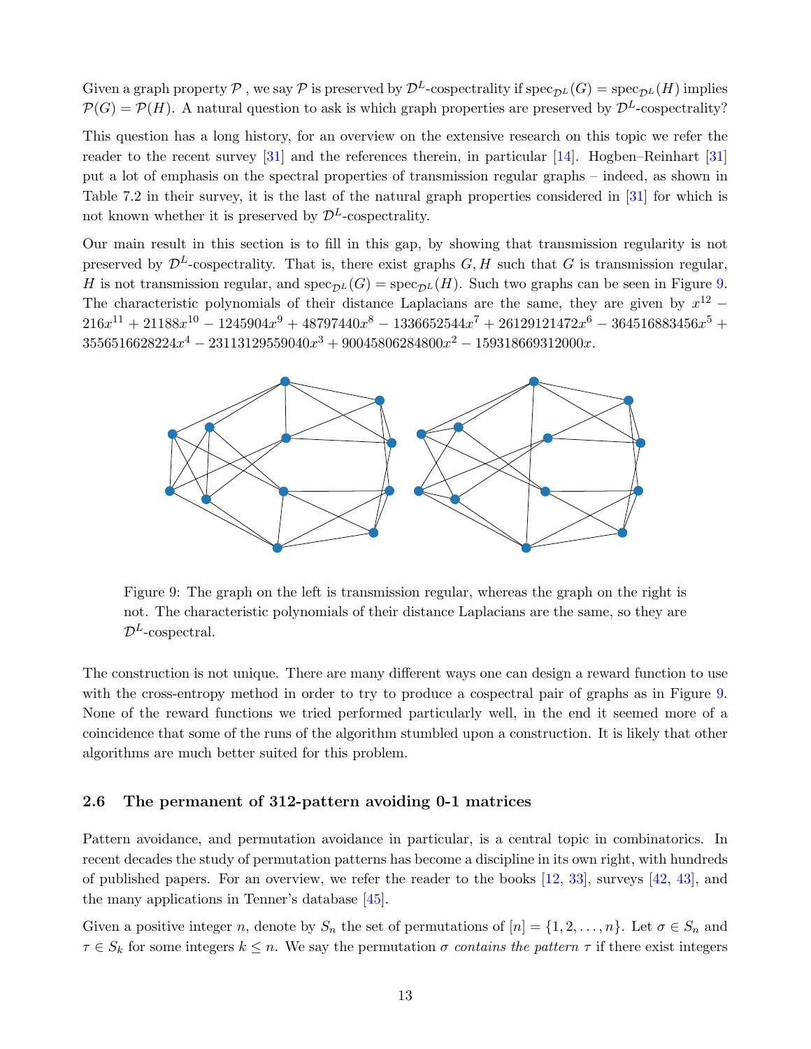Given a graph property $\mathcal{P}$ , we say $\mathcal{P}$ is preserved by $\mathcal{D}^L$-cospectrality if $\mathrm{spec}_{\mathcal{D}^L}(G) = \mathrm{spec}_{\mathcal{D}^L}(H)$ implies $\mathcal{P}(G) = \mathcal{P}(H)$. A natural question to ask is which graph properties are preserved by $\mathcal{D}^L$-cospectrality?

This question has a long history, for an overview on the extensive research on this topic we refer the reader to the recent survey [31] and the references therein, in particular [14]. Hogben–Reinhart [31] put a lot of emphasis on the spectral properties of transmission regular graphs – indeed, as shown in Table 7.2 in their survey, it is the last of the natural graph properties considered in [31] for which is not known whether it is preserved by $\mathcal{D}^L$-cospectrality.

Our main result in this section is to fill in this gap, by showing that transmission regularity is not preserved by $\mathcal{D}^L$-cospectrality. That is, there exist graphs $G, H$ such that $G$ is transmission regular, $H$ is not transmission regular, and $\mathrm{spec}_{\mathcal{D}^L}(G) = \mathrm{spec}_{\mathcal{D}^L}(H)$. Such two graphs can be seen in Figure 9. The characteristic polynomials of their distance Laplacians are the same, they are given by $x^{12} - 216x^{11} + 21188x^{10} - 1245904x^9 + 48797440x^8 - 1336652544x^7 + 26129121472x^6 - 364516883456x^5 + 3556516628224x^4 - 23113129559040x^3 + 90045806284800x^2 - 159318669312000x$.

Figure 9: The graph on the left is transmission regular, whereas the graph on the right is not. The characteristic polynomials of their distance Laplacians are the same, so they are $\mathcal{D}^L$-cospectral.

The construction is not unique. There are many different ways one can design a reward function to use with the cross-entropy method in order to try to produce a cospectral pair of graphs as in Figure 9. None of the reward functions we tried performed particularly well, in the end it seemed more of a coincidence that some of the runs of the algorithm stumbled upon a construction. It is likely that other algorithms are much better suited for this problem.

### 2.6 The permanent of 312-pattern avoiding 0-1 matrices

Pattern avoidance, and permutation avoidance in particular, is a central topic in combinatorics. In recent decades the study of permutation patterns has become a discipline in its own right, with hundreds of published papers. For an overview, we refer the reader to the books [12, 33], surveys [42, 43], and the many applications in Tenner's database [45].

Given a positive integer $n$, denote by $S_n$ the set of permutations of $[n] = \{1, 2, \ldots, n\}$. Let $\sigma \in S_n$ and $\tau \in S_k$ for some integers $k \leq n$. We say the permutation $\sigma$ *contains the pattern* $\tau$ if there exist integers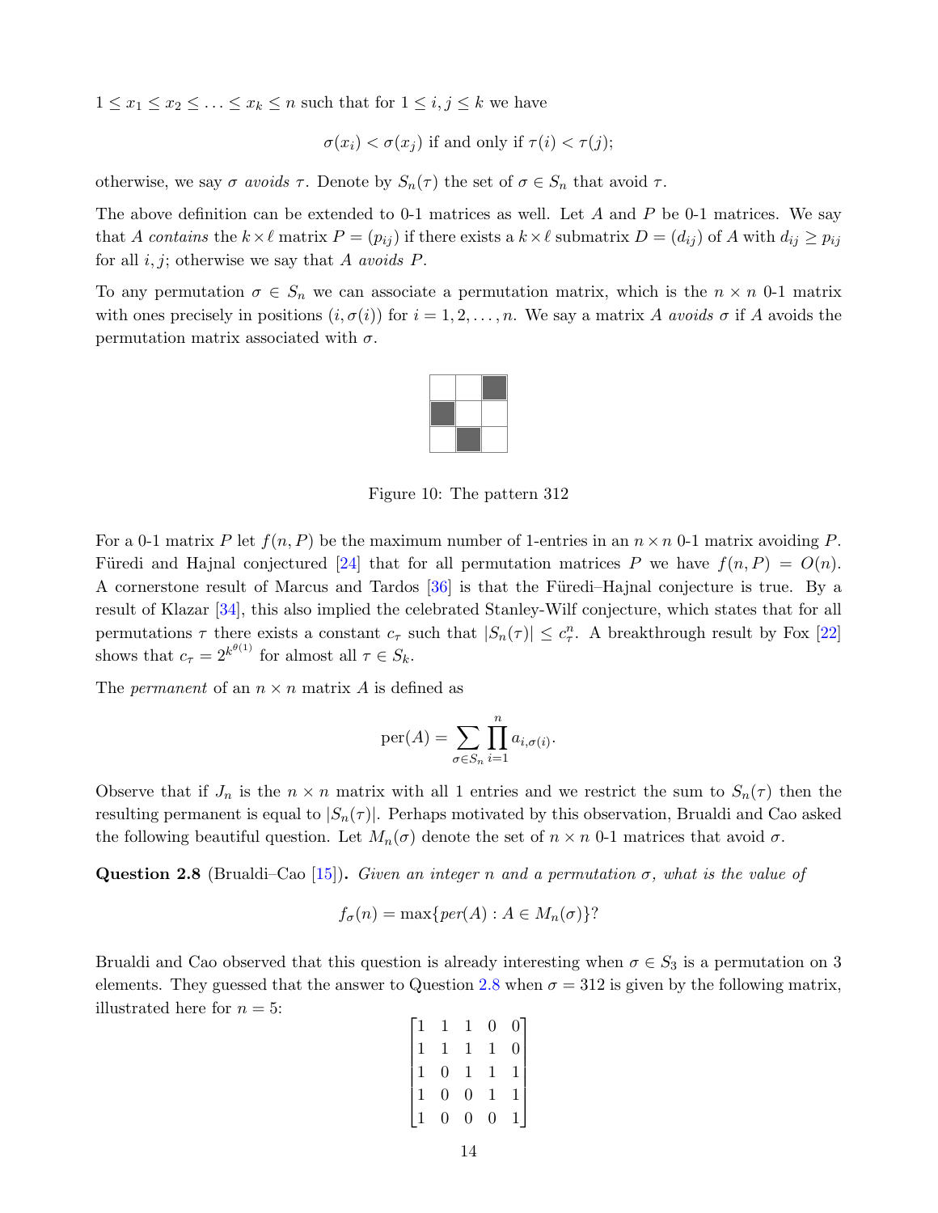$1 \leq x_1 \leq x_2 \leq \ldots \leq x_k \leq n$ such that for $1 \leq i, j \leq k$ we have

$$\sigma(x_i) < \sigma(x_j) \text{ if and only if } \tau(i) < \tau(j);$$

otherwise, we say $\sigma$ *avoids* $\tau$. Denote by $S_n(\tau)$ the set of $\sigma \in S_n$ that avoid $\tau$.

The above definition can be extended to 0-1 matrices as well. Let $A$ and $P$ be 0-1 matrices. We say that $A$ *contains* the $k \times \ell$ matrix $P = (p_{ij})$ if there exists a $k \times \ell$ submatrix $D = (d_{ij})$ of $A$ with $d_{ij} \geq p_{ij}$ for all $i, j$; otherwise we say that $A$ *avoids* $P$.

To any permutation $\sigma \in S_n$ we can associate a permutation matrix, which is the $n \times n$ 0-1 matrix with ones precisely in positions $(i, \sigma(i))$ for $i = 1, 2, \ldots, n$. We say a matrix $A$ *avoids* $\sigma$ if $A$ avoids the permutation matrix associated with $\sigma$.

Figure 10: The pattern 312

For a 0-1 matrix $P$ let $f(n, P)$ be the maximum number of 1-entries in an $n \times n$ 0-1 matrix avoiding $P$. Füredi and Hajnal conjectured [24] that for all permutation matrices $P$ we have $f(n, P) = O(n)$. A cornerstone result of Marcus and Tardos [36] is that the Füredi–Hajnal conjecture is true. By a result of Klazar [34], this also implied the celebrated Stanley-Wilf conjecture, which states that for all permutations $\tau$ there exists a constant $c_\tau$ such that $|S_n(\tau)| \leq c_\tau^n$. A breakthrough result by Fox [22] shows that $c_\tau = 2^{k^{\theta(1)}}$ for almost all $\tau \in S_k$.

The *permanent* of an $n \times n$ matrix $A$ is defined as

$$\text{per}(A) = \sum_{\sigma \in S_n} \prod_{i=1}^{n} a_{i,\sigma(i)}.$$

Observe that if $J_n$ is the $n \times n$ matrix with all 1 entries and we restrict the sum to $S_n(\tau)$ then the resulting permanent is equal to $|S_n(\tau)|$. Perhaps motivated by this observation, Brualdi and Cao asked the following beautiful question. Let $M_n(\sigma)$ denote the set of $n \times n$ 0-1 matrices that avoid $\sigma$.

**Question 2.8** (Brualdi–Cao [15]). *Given an integer $n$ and a permutation $\sigma$, what is the value of*

$$f_\sigma(n) = \max\{per(A) : A \in M_n(\sigma)\}?$$

Brualdi and Cao observed that this question is already interesting when $\sigma \in S_3$ is a permutation on 3 elements. They guessed that the answer to Question 2.8 when $\sigma = 312$ is given by the following matrix, illustrated here for $n = 5$:

$$\begin{bmatrix} 1 & 1 & 1 & 0 & 0 \\ 1 & 1 & 1 & 1 & 0 \\ 1 & 0 & 1 & 1 & 1 \\ 1 & 0 & 0 & 1 & 1 \\ 1 & 0 & 0 & 0 & 1 \end{bmatrix}$$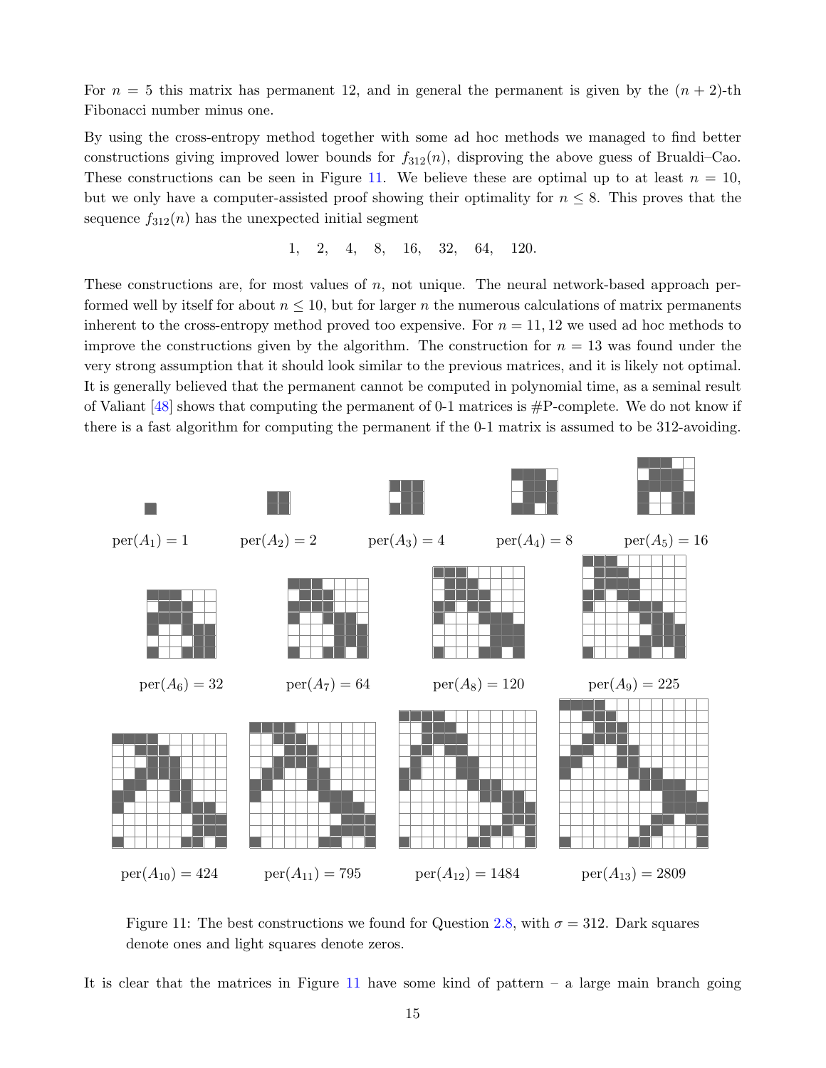For $n = 5$ this matrix has permanent 12, and in general the permanent is given by the $(n+2)$-th Fibonacci number minus one.

By using the cross-entropy method together with some ad hoc methods we managed to find better constructions giving improved lower bounds for $f_{312}(n)$, disproving the above guess of Brualdi–Cao. These constructions can be seen in Figure 11. We believe these are optimal up to at least $n = 10$, but we only have a computer-assisted proof showing their optimality for $n \leq 8$. This proves that the sequence $f_{312}(n)$ has the unexpected initial segment

$$1, \quad 2, \quad 4, \quad 8, \quad 16, \quad 32, \quad 64, \quad 120.$$

These constructions are, for most values of $n$, not unique. The neural network-based approach performed well by itself for about $n \leq 10$, but for larger $n$ the numerous calculations of matrix permanents inherent to the cross-entropy method proved too expensive. For $n = 11, 12$ we used ad hoc methods to improve the constructions given by the algorithm. The construction for $n = 13$ was found under the very strong assumption that it should look similar to the previous matrices, and it is likely not optimal. It is generally believed that the permanent cannot be computed in polynomial time, as a seminal result of Valiant [48] shows that computing the permanent of 0-1 matrices is #P-complete. We do not know if there is a fast algorithm for computing the permanent if the 0-1 matrix is assumed to be 312-avoiding.

$\mathrm{per}(A_1) = 1$ $\mathrm{per}(A_2) = 2$ $\mathrm{per}(A_3) = 4$ $\mathrm{per}(A_4) = 8$ $\mathrm{per}(A_5) = 16$

$\mathrm{per}(A_6) = 32$ $\mathrm{per}(A_7) = 64$ $\mathrm{per}(A_8) = 120$ $\mathrm{per}(A_9) = 225$

$\mathrm{per}(A_{10}) = 424$ $\mathrm{per}(A_{11}) = 795$ $\mathrm{per}(A_{12}) = 1484$ $\mathrm{per}(A_{13}) = 2809$

Figure 11: The best constructions we found for Question 2.8, with $\sigma = 312$. Dark squares denote ones and light squares denote zeros.

It is clear that the matrices in Figure 11 have some kind of pattern – a large main branch going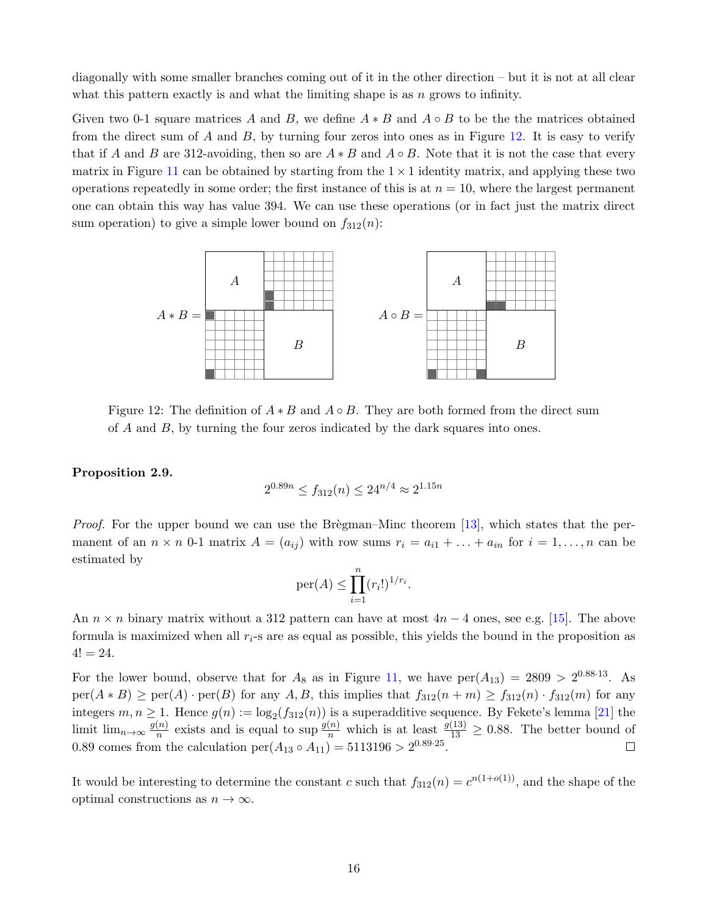diagonally with some smaller branches coming out of it in the other direction – but it is not at all clear what this pattern exactly is and what the limiting shape is as $n$ grows to infinity.

Given two 0-1 square matrices $A$ and $B$, we define $A * B$ and $A \circ B$ to be the the matrices obtained from the direct sum of $A$ and $B$, by turning four zeros into ones as in Figure 12. It is easy to verify that if $A$ and $B$ are 312-avoiding, then so are $A * B$ and $A \circ B$. Note that it is not the case that every matrix in Figure 11 can be obtained by starting from the $1 \times 1$ identity matrix, and applying these two operations repeatedly in some order; the first instance of this is at $n = 10$, where the largest permanent one can obtain this way has value 394. We can use these operations (or in fact just the matrix direct sum operation) to give a simple lower bound on $f_{312}(n)$:

Figure 12: The definition of $A * B$ and $A \circ B$. They are both formed from the direct sum of $A$ and $B$, by turning the four zeros indicated by the dark squares into ones.

**Proposition 2.9.**

$$2^{0.89n} \le f_{312}(n) \le 24^{n/4} \approx 2^{1.15n}$$

*Proof.* For the upper bound we can use the Brègman–Minc theorem [13], which states that the permanent of an $n \times n$ 0-1 matrix $A = (a_{ij})$ with row sums $r_i = a_{i1} + \ldots + a_{in}$ for $i = 1, \ldots, n$ can be estimated by

$$\operatorname{per}(A) \le \prod_{i=1}^{n} (r_i!)^{1/r_i}.$$

An $n \times n$ binary matrix without a 312 pattern can have at most $4n - 4$ ones, see e.g. [15]. The above formula is maximized when all $r_i$-s are as equal as possible, this yields the bound in the proposition as $4! = 24$.

For the lower bound, observe that for $A_8$ as in Figure 11, we have $\operatorname{per}(A_{13}) = 2809 > 2^{0.88 \cdot 13}$. As $\operatorname{per}(A * B) \ge \operatorname{per}(A) \cdot \operatorname{per}(B)$ for any $A, B$, this implies that $f_{312}(n + m) \ge f_{312}(n) \cdot f_{312}(m)$ for any integers $m, n \ge 1$. Hence $g(n) := \log_2(f_{312}(n))$ is a superadditive sequence. By Fekete's lemma [21] the limit $\lim_{n\to\infty} \frac{g(n)}{n}$ exists and is equal to $\sup \frac{g(n)}{n}$ which is at least $\frac{g(13)}{13} \ge 0.88$. The better bound of 0.89 comes from the calculation $\operatorname{per}(A_{13} \circ A_{11}) = 5113196 > 2^{0.89 \cdot 25}$. $\square$

It would be interesting to determine the constant $c$ such that $f_{312}(n) = c^{n(1+o(1))}$, and the shape of the optimal constructions as $n \to \infty$.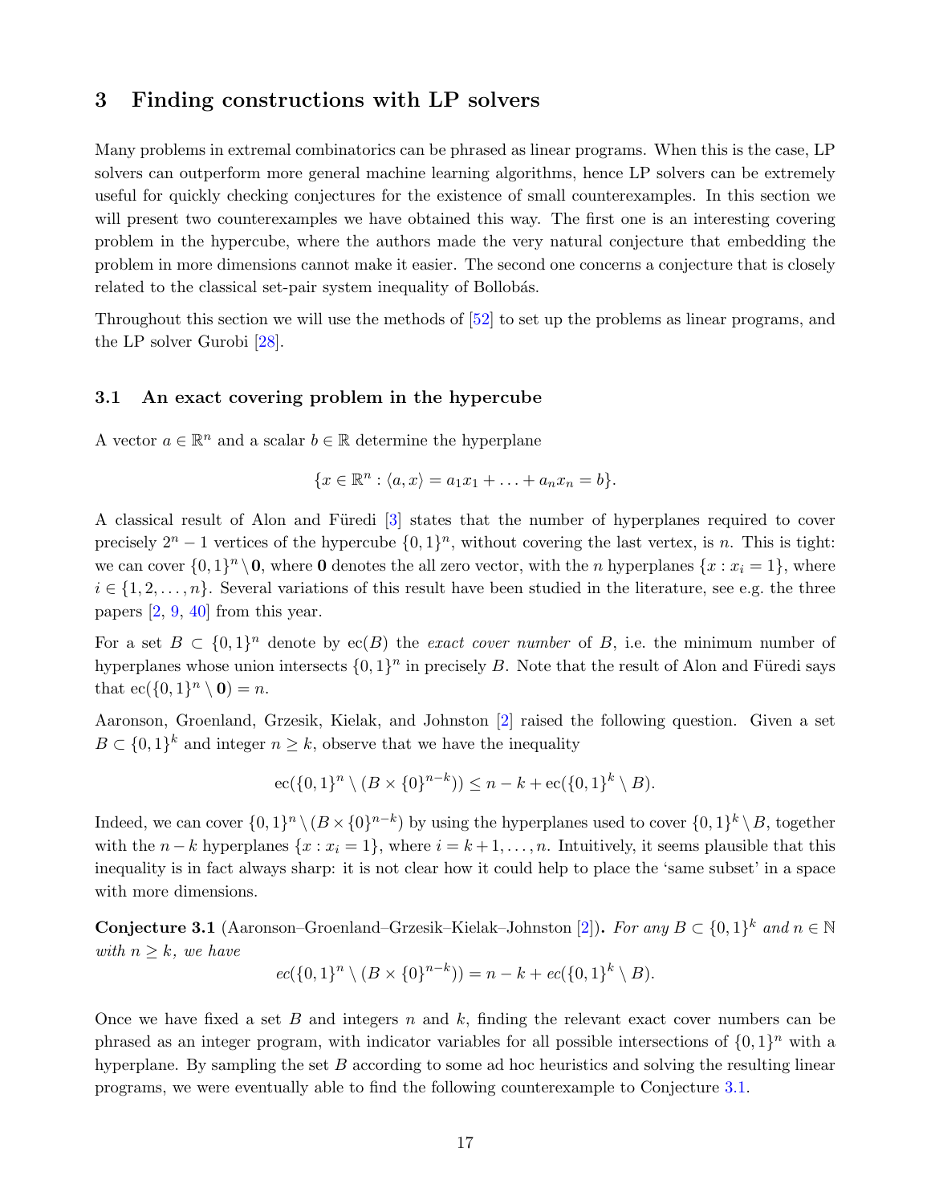# 3 Finding constructions with LP solvers

Many problems in extremal combinatorics can be phrased as linear programs. When this is the case, LP solvers can outperform more general machine learning algorithms, hence LP solvers can be extremely useful for quickly checking conjectures for the existence of small counterexamples. In this section we will present two counterexamples we have obtained this way. The first one is an interesting covering problem in the hypercube, where the authors made the very natural conjecture that embedding the problem in more dimensions cannot make it easier. The second one concerns a conjecture that is closely related to the classical set-pair system inequality of Bollobás.

Throughout this section we will use the methods of [52] to set up the problems as linear programs, and the LP solver Gurobi [28].

## 3.1 An exact covering problem in the hypercube

A vector $a \in \mathbb{R}^n$ and a scalar $b \in \mathbb{R}$ determine the hyperplane

$$\{x \in \mathbb{R}^n : \langle a, x\rangle = a_1x_1 + \ldots + a_nx_n = b\}.$$

A classical result of Alon and Füredi [3] states that the number of hyperplanes required to cover precisely $2^n - 1$ vertices of the hypercube $\{0,1\}^n$, without covering the last vertex, is $n$. This is tight: we can cover $\{0,1\}^n \setminus \mathbf{0}$, where $\mathbf{0}$ denotes the all zero vector, with the $n$ hyperplanes $\{x : x_i = 1\}$, where $i \in \{1, 2, \ldots, n\}$. Several variations of this result have been studied in the literature, see e.g. the three papers [2, 9, 40] from this year.

For a set $B \subset \{0,1\}^n$ denote by $\mathrm{ec}(B)$ the *exact cover number* of $B$, i.e. the minimum number of hyperplanes whose union intersects $\{0,1\}^n$ in precisely $B$. Note that the result of Alon and Füredi says that $\mathrm{ec}(\{0,1\}^n \setminus \mathbf{0}) = n$.

Aaronson, Groenland, Grzesik, Kielak, and Johnston [2] raised the following question. Given a set $B \subset \{0,1\}^k$ and integer $n \geq k$, observe that we have the inequality

$$\mathrm{ec}(\{0,1\}^n \setminus (B \times \{0\}^{n-k})) \leq n - k + \mathrm{ec}(\{0,1\}^k \setminus B).$$

Indeed, we can cover $\{0,1\}^n \setminus (B \times \{0\}^{n-k})$ by using the hyperplanes used to cover $\{0,1\}^k \setminus B$, together with the $n-k$ hyperplanes $\{x : x_i = 1\}$, where $i = k+1, \ldots, n$. Intuitively, it seems plausible that this inequality is in fact always sharp: it is not clear how it could help to place the 'same subset' in a space with more dimensions.

**Conjecture 3.1** (Aaronson–Groenland–Grzesik–Kielak–Johnston [2])**.** *For any $B \subset \{0,1\}^k$ and $n \in \mathbb{N}$ with $n \geq k$, we have*

$$ec(\{0,1\}^n \setminus (B \times \{0\}^{n-k})) = n - k + ec(\{0,1\}^k \setminus B).$$

Once we have fixed a set $B$ and integers $n$ and $k$, finding the relevant exact cover numbers can be phrased as an integer program, with indicator variables for all possible intersections of $\{0,1\}^n$ with a hyperplane. By sampling the set $B$ according to some ad hoc heuristics and solving the resulting linear programs, we were eventually able to find the following counterexample to Conjecture 3.1.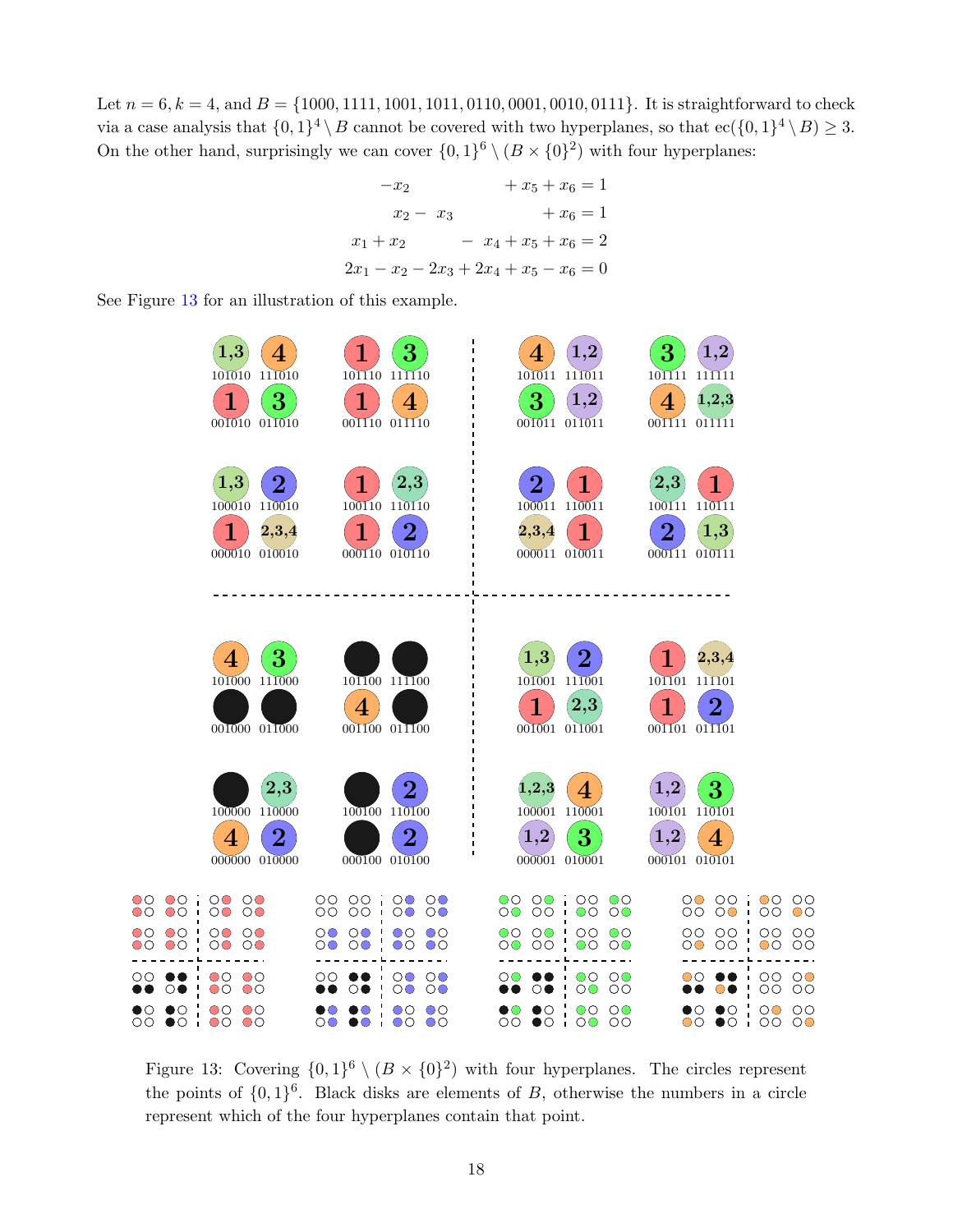Let $n = 6, k = 4$, and $B = \{1000, 1111, 1001, 1011, 0110, 0001, 0010, 0111\}$. It is straightforward to check via a case analysis that $\{0,1\}^4 \setminus B$ cannot be covered with two hyperplanes, so that $\mathrm{ec}(\{0,1\}^4 \setminus B) \geq 3$. On the other hand, surprisingly we can cover $\{0,1\}^6 \setminus (B \times \{0\}^2)$ with four hyperplanes:

$$
\begin{aligned}
-x_2 \qquad\qquad\quad + x_5 + x_6 &= 1 \\
x_2 - x_3 \qquad\qquad\quad + x_6 &= 1 \\
x_1 + x_2 \qquad\quad - x_4 + x_5 + x_6 &= 2 \\
2x_1 - x_2 - 2x_3 + 2x_4 + x_5 - x_6 &= 0
\end{aligned}
$$

See Figure 13 for an illustration of this example.

Figure 13: Covering $\{0,1\}^6 \setminus (B \times \{0\}^2)$ with four hyperplanes. The circles represent the points of $\{0,1\}^6$. Black disks are elements of $B$, otherwise the numbers in a circle represent which of the four hyperplanes contain that point.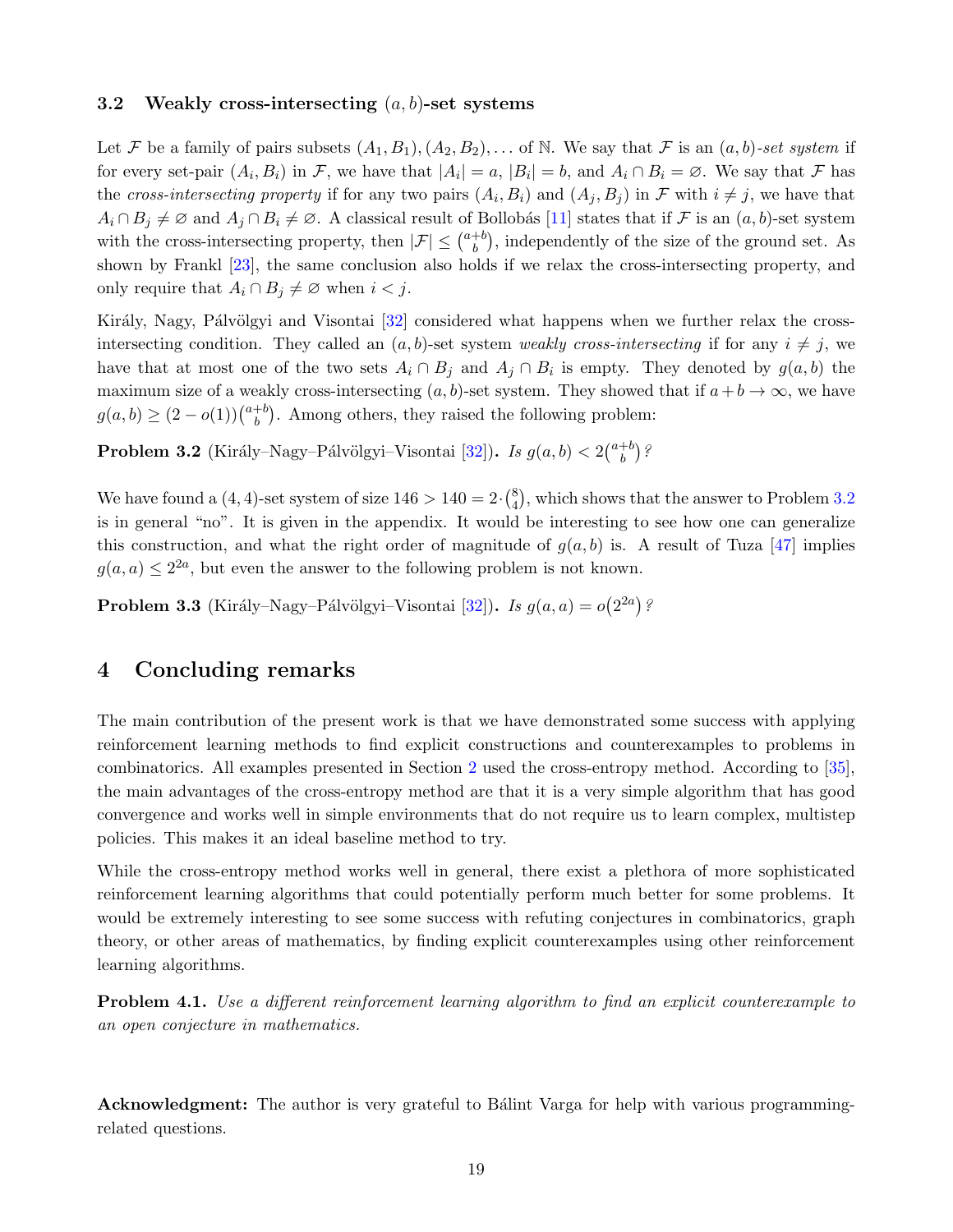### 3.2 Weakly cross-intersecting $(a, b)$-set systems

Let $\mathcal{F}$ be a family of pairs subsets $(A_1, B_1), (A_2, B_2), \ldots$ of $\mathbb{N}$. We say that $\mathcal{F}$ is an $(a, b)$-*set system* if for every set-pair $(A_i, B_i)$ in $\mathcal{F}$, we have that $|A_i| = a$, $|B_i| = b$, and $A_i \cap B_i = \varnothing$. We say that $\mathcal{F}$ has the *cross-intersecting property* if for any two pairs $(A_i, B_i)$ and $(A_j, B_j)$ in $\mathcal{F}$ with $i \neq j$, we have that $A_i \cap B_j \neq \varnothing$ and $A_j \cap B_i \neq \varnothing$. A classical result of Bollobás [11] states that if $\mathcal{F}$ is an $(a, b)$-set system with the cross-intersecting property, then $|\mathcal{F}| \leq \binom{a+b}{b}$, independently of the size of the ground set. As shown by Frankl [23], the same conclusion also holds if we relax the cross-intersecting property, and only require that $A_i \cap B_j \neq \varnothing$ when $i < j$.

Király, Nagy, Pálvölgyi and Visontai [32] considered what happens when we further relax the cross-intersecting condition. They called an $(a, b)$-set system *weakly cross-intersecting* if for any $i \neq j$, we have that at most one of the two sets $A_i \cap B_j$ and $A_j \cap B_i$ is empty. They denoted by $g(a, b)$ the maximum size of a weakly cross-intersecting $(a, b)$-set system. They showed that if $a + b \to \infty$, we have $g(a, b) \geq (2 - o(1))\binom{a+b}{b}$. Among others, they raised the following problem:

**Problem 3.2** (Király–Nagy–Pálvölgyi–Visontai [32])**.** *Is $g(a, b) < 2\binom{a+b}{b}$?*

We have found a $(4, 4)$-set system of size $146 > 140 = 2 \cdot \binom{8}{4}$, which shows that the answer to Problem 3.2 is in general "no". It is given in the appendix. It would be interesting to see how one can generalize this construction, and what the right order of magnitude of $g(a, b)$ is. A result of Tuza [47] implies $g(a, a) \leq 2^{2a}$, but even the answer to the following problem is not known.

**Problem 3.3** (Király–Nagy–Pálvölgyi–Visontai [32])**.** *Is $g(a, a) = o\big(2^{2a}\big)$?*

## 4 Concluding remarks

The main contribution of the present work is that we have demonstrated some success with applying reinforcement learning methods to find explicit constructions and counterexamples to problems in combinatorics. All examples presented in Section 2 used the cross-entropy method. According to [35], the main advantages of the cross-entropy method are that it is a very simple algorithm that has good convergence and works well in simple environments that do not require us to learn complex, multistep policies. This makes it an ideal baseline method to try.

While the cross-entropy method works well in general, there exist a plethora of more sophisticated reinforcement learning algorithms that could potentially perform much better for some problems. It would be extremely interesting to see some success with refuting conjectures in combinatorics, graph theory, or other areas of mathematics, by finding explicit counterexamples using other reinforcement learning algorithms.

**Problem 4.1.** *Use a different reinforcement learning algorithm to find an explicit counterexample to an open conjecture in mathematics.*

**Acknowledgment:** The author is very grateful to Bálint Varga for help with various programming-related questions.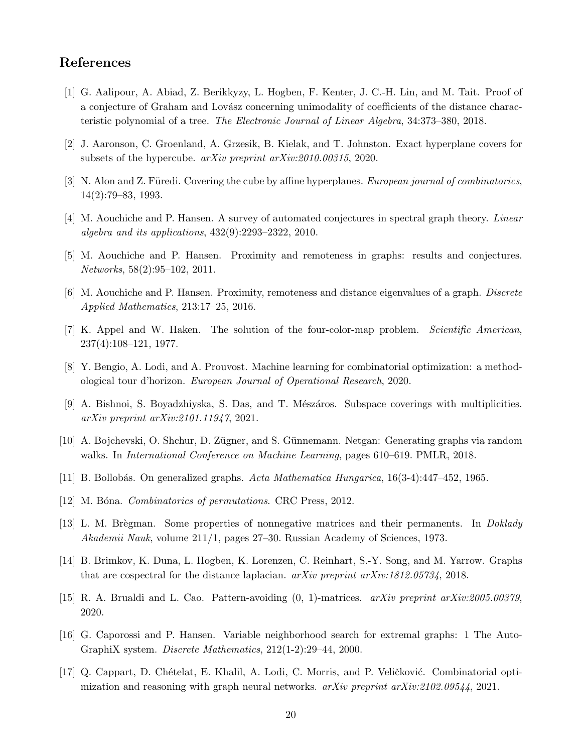## References

[1] G. Aalipour, A. Abiad, Z. Berikkyzy, L. Hogben, F. Kenter, J. C.-H. Lin, and M. Tait. Proof of a conjecture of Graham and Lovász concerning unimodality of coefficients of the distance characteristic polynomial of a tree. *The Electronic Journal of Linear Algebra*, 34:373–380, 2018.

[2] J. Aaronson, C. Groenland, A. Grzesik, B. Kielak, and T. Johnston. Exact hyperplane covers for subsets of the hypercube. *arXiv preprint arXiv:2010.00315*, 2020.

[3] N. Alon and Z. Füredi. Covering the cube by affine hyperplanes. *European journal of combinatorics*, 14(2):79–83, 1993.

[4] M. Aouchiche and P. Hansen. A survey of automated conjectures in spectral graph theory. *Linear algebra and its applications*, 432(9):2293–2322, 2010.

[5] M. Aouchiche and P. Hansen. Proximity and remoteness in graphs: results and conjectures. *Networks*, 58(2):95–102, 2011.

[6] M. Aouchiche and P. Hansen. Proximity, remoteness and distance eigenvalues of a graph. *Discrete Applied Mathematics*, 213:17–25, 2016.

[7] K. Appel and W. Haken. The solution of the four-color-map problem. *Scientific American*, 237(4):108–121, 1977.

[8] Y. Bengio, A. Lodi, and A. Prouvost. Machine learning for combinatorial optimization: a methodological tour d'horizon. *European Journal of Operational Research*, 2020.

[9] A. Bishnoi, S. Boyadzhiyska, S. Das, and T. Mészáros. Subspace coverings with multiplicities. *arXiv preprint arXiv:2101.11947*, 2021.

[10] A. Bojchevski, O. Shchur, D. Zügner, and S. Günnemann. Netgan: Generating graphs via random walks. In *International Conference on Machine Learning*, pages 610–619. PMLR, 2018.

[11] B. Bollobás. On generalized graphs. *Acta Mathematica Hungarica*, 16(3-4):447–452, 1965.

[12] M. Bóna. *Combinatorics of permutations*. CRC Press, 2012.

[13] L. M. Brègman. Some properties of nonnegative matrices and their permanents. In *Doklady Akademii Nauk*, volume 211/1, pages 27–30. Russian Academy of Sciences, 1973.

[14] B. Brimkov, K. Duna, L. Hogben, K. Lorenzen, C. Reinhart, S.-Y. Song, and M. Yarrow. Graphs that are cospectral for the distance laplacian. *arXiv preprint arXiv:1812.05734*, 2018.

[15] R. A. Brualdi and L. Cao. Pattern-avoiding (0, 1)-matrices. *arXiv preprint arXiv:2005.00379*, 2020.

[16] G. Caporossi and P. Hansen. Variable neighborhood search for extremal graphs: 1 The AutoGraphiX system. *Discrete Mathematics*, 212(1-2):29–44, 2000.

[17] Q. Cappart, D. Chételat, E. Khalil, A. Lodi, C. Morris, and P. Veličković. Combinatorial optimization and reasoning with graph neural networks. *arXiv preprint arXiv:2102.09544*, 2021.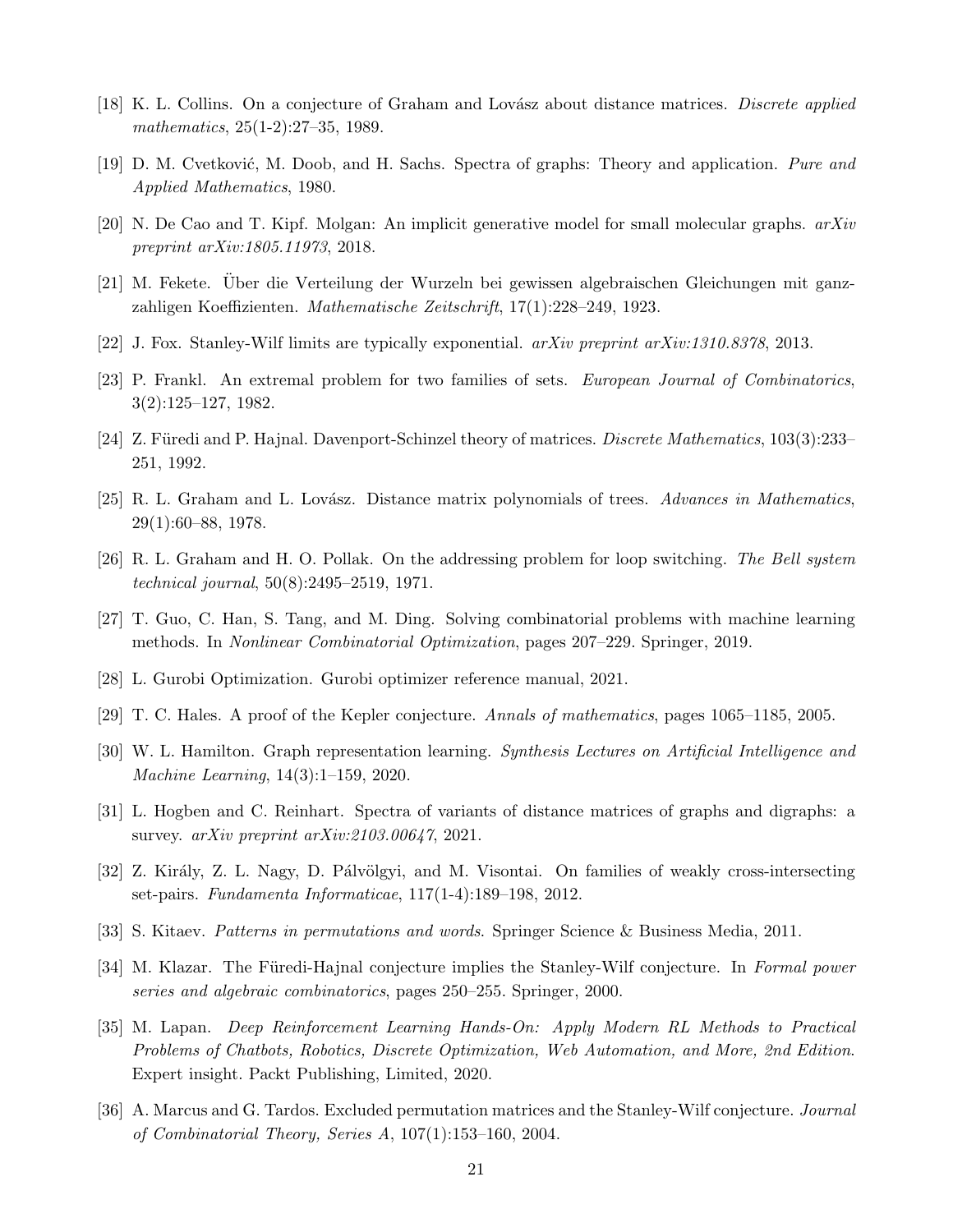[18] K. L. Collins. On a conjecture of Graham and Lovász about distance matrices. *Discrete applied mathematics*, 25(1-2):27–35, 1989.

[19] D. M. Cvetković, M. Doob, and H. Sachs. Spectra of graphs: Theory and application. *Pure and Applied Mathematics*, 1980.

[20] N. De Cao and T. Kipf. Molgan: An implicit generative model for small molecular graphs. *arXiv preprint arXiv:1805.11973*, 2018.

[21] M. Fekete. Über die Verteilung der Wurzeln bei gewissen algebraischen Gleichungen mit ganzzahligen Koeffizienten. *Mathematische Zeitschrift*, 17(1):228–249, 1923.

[22] J. Fox. Stanley-Wilf limits are typically exponential. *arXiv preprint arXiv:1310.8378*, 2013.

[23] P. Frankl. An extremal problem for two families of sets. *European Journal of Combinatorics*, 3(2):125–127, 1982.

[24] Z. Füredi and P. Hajnal. Davenport-Schinzel theory of matrices. *Discrete Mathematics*, 103(3):233–251, 1992.

[25] R. L. Graham and L. Lovász. Distance matrix polynomials of trees. *Advances in Mathematics*, 29(1):60–88, 1978.

[26] R. L. Graham and H. O. Pollak. On the addressing problem for loop switching. *The Bell system technical journal*, 50(8):2495–2519, 1971.

[27] T. Guo, C. Han, S. Tang, and M. Ding. Solving combinatorial problems with machine learning methods. In *Nonlinear Combinatorial Optimization*, pages 207–229. Springer, 2019.

[28] L. Gurobi Optimization. Gurobi optimizer reference manual, 2021.

[29] T. C. Hales. A proof of the Kepler conjecture. *Annals of mathematics*, pages 1065–1185, 2005.

[30] W. L. Hamilton. Graph representation learning. *Synthesis Lectures on Artificial Intelligence and Machine Learning*, 14(3):1–159, 2020.

[31] L. Hogben and C. Reinhart. Spectra of variants of distance matrices of graphs and digraphs: a survey. *arXiv preprint arXiv:2103.00647*, 2021.

[32] Z. Király, Z. L. Nagy, D. Pálvölgyi, and M. Visontai. On families of weakly cross-intersecting set-pairs. *Fundamenta Informaticae*, 117(1-4):189–198, 2012.

[33] S. Kitaev. *Patterns in permutations and words*. Springer Science & Business Media, 2011.

[34] M. Klazar. The Füredi-Hajnal conjecture implies the Stanley-Wilf conjecture. In *Formal power series and algebraic combinatorics*, pages 250–255. Springer, 2000.

[35] M. Lapan. *Deep Reinforcement Learning Hands-On: Apply Modern RL Methods to Practical Problems of Chatbots, Robotics, Discrete Optimization, Web Automation, and More, 2nd Edition*. Expert insight. Packt Publishing, Limited, 2020.

[36] A. Marcus and G. Tardos. Excluded permutation matrices and the Stanley-Wilf conjecture. *Journal of Combinatorial Theory, Series A*, 107(1):153–160, 2004.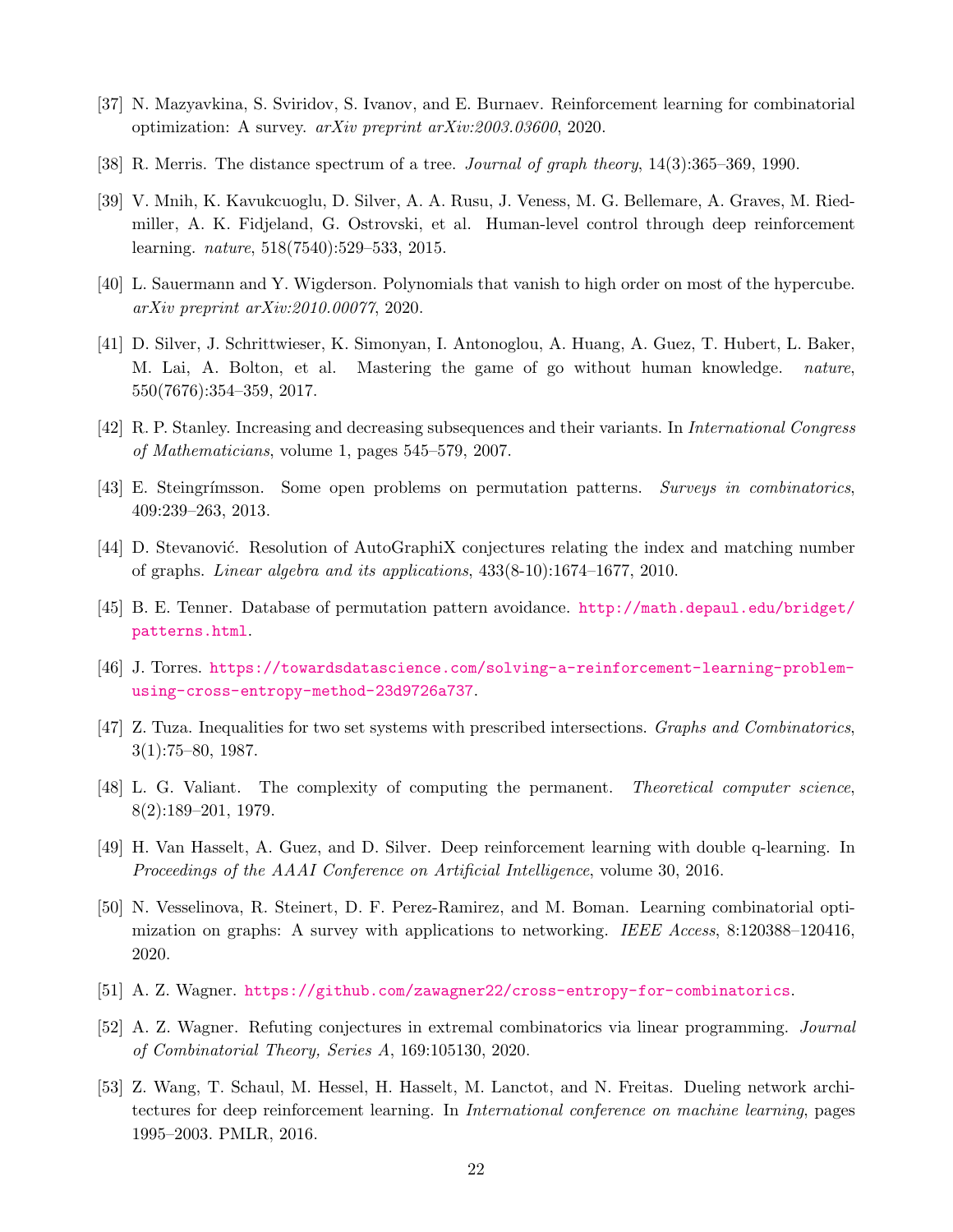[37] N. Mazyavkina, S. Sviridov, S. Ivanov, and E. Burnaev. Reinforcement learning for combinatorial optimization: A survey. *arXiv preprint arXiv:2003.03600*, 2020.

[38] R. Merris. The distance spectrum of a tree. *Journal of graph theory*, 14(3):365–369, 1990.

[39] V. Mnih, K. Kavukcuoglu, D. Silver, A. A. Rusu, J. Veness, M. G. Bellemare, A. Graves, M. Riedmiller, A. K. Fidjeland, G. Ostrovski, et al. Human-level control through deep reinforcement learning. *nature*, 518(7540):529–533, 2015.

[40] L. Sauermann and Y. Wigderson. Polynomials that vanish to high order on most of the hypercube. *arXiv preprint arXiv:2010.00077*, 2020.

[41] D. Silver, J. Schrittwieser, K. Simonyan, I. Antonoglou, A. Huang, A. Guez, T. Hubert, L. Baker, M. Lai, A. Bolton, et al. Mastering the game of go without human knowledge. *nature*, 550(7676):354–359, 2017.

[42] R. P. Stanley. Increasing and decreasing subsequences and their variants. In *International Congress of Mathematicians*, volume 1, pages 545–579, 2007.

[43] E. Steingrímsson. Some open problems on permutation patterns. *Surveys in combinatorics*, 409:239–263, 2013.

[44] D. Stevanović. Resolution of AutoGraphiX conjectures relating the index and matching number of graphs. *Linear algebra and its applications*, 433(8-10):1674–1677, 2010.

[45] B. E. Tenner. Database of permutation pattern avoidance. http://math.depaul.edu/bridget/patterns.html.

[46] J. Torres. https://towardsdatascience.com/solving-a-reinforcement-learning-problem-using-cross-entropy-method-23d9726a737.

[47] Z. Tuza. Inequalities for two set systems with prescribed intersections. *Graphs and Combinatorics*, 3(1):75–80, 1987.

[48] L. G. Valiant. The complexity of computing the permanent. *Theoretical computer science*, 8(2):189–201, 1979.

[49] H. Van Hasselt, A. Guez, and D. Silver. Deep reinforcement learning with double q-learning. In *Proceedings of the AAAI Conference on Artificial Intelligence*, volume 30, 2016.

[50] N. Vesselinova, R. Steinert, D. F. Perez-Ramirez, and M. Boman. Learning combinatorial optimization on graphs: A survey with applications to networking. *IEEE Access*, 8:120388–120416, 2020.

[51] A. Z. Wagner. https://github.com/zawagner22/cross-entropy-for-combinatorics.

[52] A. Z. Wagner. Refuting conjectures in extremal combinatorics via linear programming. *Journal of Combinatorial Theory, Series A*, 169:105130, 2020.

[53] Z. Wang, T. Schaul, M. Hessel, H. Hasselt, M. Lanctot, and N. Freitas. Dueling network architectures for deep reinforcement learning. In *International conference on machine learning*, pages 1995–2003. PMLR, 2016.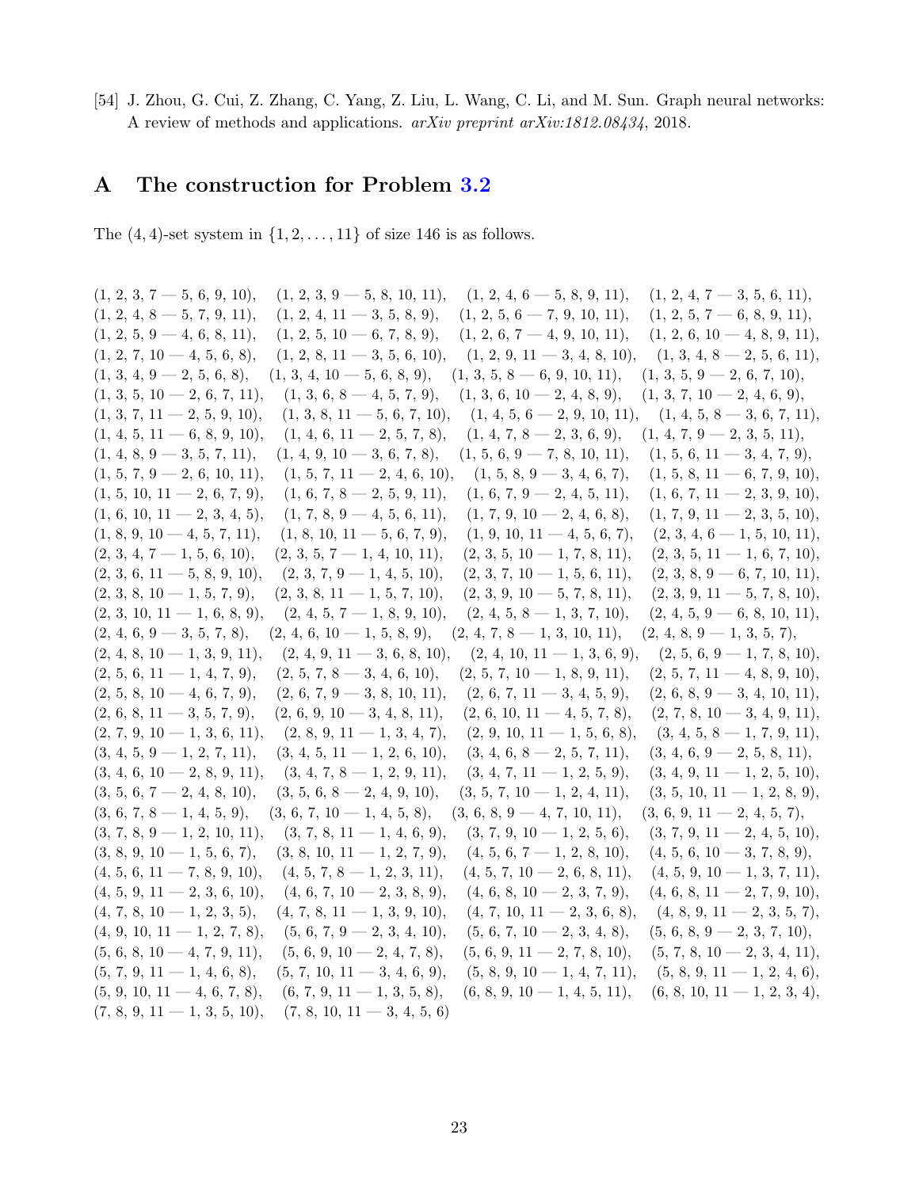[54] J. Zhou, G. Cui, Z. Zhang, C. Yang, Z. Liu, L. Wang, C. Li, and M. Sun. Graph neural networks: A review of methods and applications. *arXiv preprint arXiv:1812.08434*, 2018.

## A The construction for Problem 3.2

The $(4, 4)$-set system in $\{1, 2, \ldots, 11\}$ of size 146 is as follows.

(1, 2, 3, 7 — 5, 6, 9, 10), (1, 2, 3, 9 — 5, 8, 10, 11), (1, 2, 4, 6 — 5, 8, 9, 11), (1, 2, 4, 7 — 3, 5, 6, 11), (1, 2, 4, 8 — 5, 7, 9, 11), (1, 2, 4, 11 — 3, 5, 8, 9), (1, 2, 5, 6 — 7, 9, 10, 11), (1, 2, 5, 7 — 6, 8, 9, 11), (1, 2, 5, 9 — 4, 6, 8, 11), (1, 2, 5, 10 — 6, 7, 8, 9), (1, 2, 6, 7 — 4, 9, 10, 11), (1, 2, 6, 10 — 4, 8, 9, 11), (1, 2, 7, 10 — 4, 5, 6, 8), (1, 2, 8, 11 — 3, 5, 6, 10), (1, 2, 9, 11 — 3, 4, 8, 10), (1, 3, 4, 8 — 2, 5, 6, 11), (1, 3, 4, 9 — 2, 5, 6, 8), (1, 3, 4, 10 — 5, 6, 8, 9), (1, 3, 5, 8 — 6, 9, 10, 11), (1, 3, 5, 9 — 2, 6, 7, 10), (1, 3, 5, 10 — 2, 6, 7, 11), (1, 3, 6, 8 — 4, 5, 7, 9), (1, 3, 6, 10 — 2, 4, 8, 9), (1, 3, 7, 10 — 2, 4, 6, 9), (1, 3, 7, 11 — 2, 5, 9, 10), (1, 3, 8, 11 — 5, 6, 7, 10), (1, 4, 5, 6 — 2, 9, 10, 11), (1, 4, 5, 8 — 3, 6, 7, 11), (1, 4, 5, 11 — 6, 8, 9, 10), (1, 4, 6, 11 — 2, 5, 7, 8), (1, 4, 7, 8 — 2, 3, 6, 9), (1, 4, 7, 9 — 2, 3, 5, 11), (1, 4, 8, 9 — 3, 5, 7, 11), (1, 4, 9, 10 — 3, 6, 7, 8), (1, 5, 6, 9 — 7, 8, 10, 11), (1, 5, 6, 11 — 3, 4, 7, 9), (1, 5, 7, 9 — 2, 6, 10, 11), (1, 5, 7, 11 — 2, 4, 6, 10), (1, 5, 8, 9 — 3, 4, 6, 7), (1, 5, 8, 11 — 6, 7, 9, 10), (1, 5, 10, 11 — 2, 6, 7, 9), (1, 6, 7, 8 — 2, 5, 9, 11), (1, 6, 7, 9 — 2, 4, 5, 11), (1, 6, 7, 11 — 2, 3, 9, 10), (1, 6, 10, 11 — 2, 3, 4, 5), (1, 7, 8, 9 — 4, 5, 6, 11), (1, 7, 9, 10 — 2, 4, 6, 8), (1, 7, 9, 11 — 2, 3, 5, 10), (1, 8, 9, 10 — 4, 5, 7, 11), (1, 8, 10, 11 — 5, 6, 7, 9), (1, 9, 10, 11 — 4, 5, 6, 7), (2, 3, 4, 6 — 1, 5, 10, 11), (2, 3, 4, 7 — 1, 5, 6, 10), (2, 3, 5, 7 — 1, 4, 10, 11), (2, 3, 5, 10 — 1, 7, 8, 11), (2, 3, 5, 11 — 1, 6, 7, 10), (2, 3, 6, 11 — 5, 8, 9, 10), (2, 3, 7, 9 — 1, 4, 5, 10), (2, 3, 7, 10 — 1, 5, 6, 11), (2, 3, 8, 9 — 6, 7, 10, 11), (2, 3, 8, 10 — 1, 5, 7, 9), (2, 3, 8, 11 — 1, 5, 7, 10), (2, 3, 9, 10 — 5, 7, 8, 11), (2, 3, 9, 11 — 5, 7, 8, 10), (2, 3, 10, 11 — 1, 6, 8, 9), (2, 4, 5, 7 — 1, 8, 9, 10), (2, 4, 5, 8 — 1, 3, 7, 10), (2, 4, 5, 9 — 6, 8, 10, 11), (2, 4, 6, 9 — 3, 5, 7, 8), (2, 4, 6, 10 — 1, 5, 8, 9), (2, 4, 7, 8 — 1, 3, 10, 11), (2, 4, 8, 9 — 1, 3, 5, 7), (2, 4, 8, 10 — 1, 3, 9, 11), (2, 4, 9, 11 — 3, 6, 8, 10), (2, 4, 10, 11 — 1, 3, 6, 9), (2, 5, 6, 9 — 1, 7, 8, 10), (2, 5, 6, 11 — 1, 4, 7, 9), (2, 5, 7, 8 — 3, 4, 6, 10), (2, 5, 7, 10 — 1, 8, 9, 11), (2, 5, 7, 11 — 4, 8, 9, 10), (2, 5, 8, 10 — 4, 6, 7, 9), (2, 6, 7, 9 — 3, 8, 10, 11), (2, 6, 7, 11 — 3, 4, 5, 9), (2, 6, 8, 9 — 3, 4, 10, 11), (2, 6, 8, 11 — 3, 5, 7, 9), (2, 6, 9, 10 — 3, 4, 8, 11), (2, 6, 10, 11 — 4, 5, 7, 8), (2, 7, 8, 10 — 3, 4, 9, 11), (2, 7, 9, 10 — 1, 3, 6, 11), (2, 8, 9, 11 — 1, 3, 4, 7), (2, 9, 10, 11 — 1, 5, 6, 8), (3, 4, 5, 8 — 1, 7, 9, 11), (3, 4, 5, 9 — 1, 2, 7, 11), (3, 4, 5, 11 — 1, 2, 6, 10), (3, 4, 6, 8 — 2, 5, 7, 11), (3, 4, 6, 9 — 2, 5, 8, 11), (3, 4, 6, 10 — 2, 8, 9, 11), (3, 4, 7, 8 — 1, 2, 9, 11), (3, 4, 7, 11 — 1, 2, 5, 9), (3, 4, 9, 11 — 1, 2, 5, 10), (3, 5, 6, 7 — 2, 4, 8, 10), (3, 5, 6, 8 — 2, 4, 9, 10), (3, 5, 7, 10 — 1, 2, 4, 11), (3, 5, 10, 11 — 1, 2, 8, 9), (3, 6, 7, 8 — 1, 4, 5, 9), (3, 6, 7, 10 — 1, 4, 5, 8), (3, 6, 8, 9 — 4, 7, 10, 11), (3, 6, 9, 11 — 2, 4, 5, 7), (3, 7, 8, 9 — 1, 2, 10, 11), (3, 7, 8, 11 — 1, 4, 6, 9), (3, 7, 9, 10 — 1, 2, 5, 6), (3, 7, 9, 11 — 2, 4, 5, 10), (3, 8, 9, 10 — 1, 5, 6, 7), (3, 8, 10, 11 — 1, 2, 7, 9), (4, 5, 6, 7 — 1, 2, 8, 10), (4, 5, 6, 10 — 3, 7, 8, 9), (4, 5, 6, 11 — 7, 8, 9, 10), (4, 5, 7, 8 — 1, 2, 3, 11), (4, 5, 7, 10 — 2, 6, 8, 11), (4, 5, 9, 10 — 1, 3, 7, 11), (4, 5, 9, 11 — 2, 3, 6, 10), (4, 6, 7, 10 — 2, 3, 8, 9), (4, 6, 8, 10 — 2, 3, 7, 9), (4, 6, 8, 11 — 2, 7, 9, 10), (4, 7, 8, 10 — 1, 2, 3, 5), (4, 7, 8, 11 — 1, 3, 9, 10), (4, 7, 10, 11 — 2, 3, 6, 8), (4, 8, 9, 11 — 2, 3, 5, 7), (4, 9, 10, 11 — 1, 2, 7, 8), (5, 6, 7, 9 — 2, 3, 4, 10), (5, 6, 7, 10 — 2, 3, 4, 8), (5, 6, 8, 9 — 2, 3, 7, 10), (5, 6, 8, 10 — 4, 7, 9, 11), (5, 6, 9, 10 — 2, 4, 7, 8), (5, 6, 9, 11 — 2, 7, 8, 10), (5, 7, 8, 10 — 2, 3, 4, 11), (5, 7, 9, 11 — 1, 4, 6, 8), (5, 7, 10, 11 — 3, 4, 6, 9), (5, 8, 9, 10 — 1, 4, 7, 11), (5, 8, 9, 11 — 1, 2, 4, 6), (5, 9, 10, 11 — 4, 6, 7, 8), (6, 7, 9, 11 — 1, 3, 5, 8), (6, 8, 9, 10 — 1, 4, 5, 11), (6, 8, 10, 11 — 1, 2, 3, 4), (7, 8, 9, 11 — 1, 3, 5, 10), (7, 8, 10, 11 — 3, 4, 5, 6)